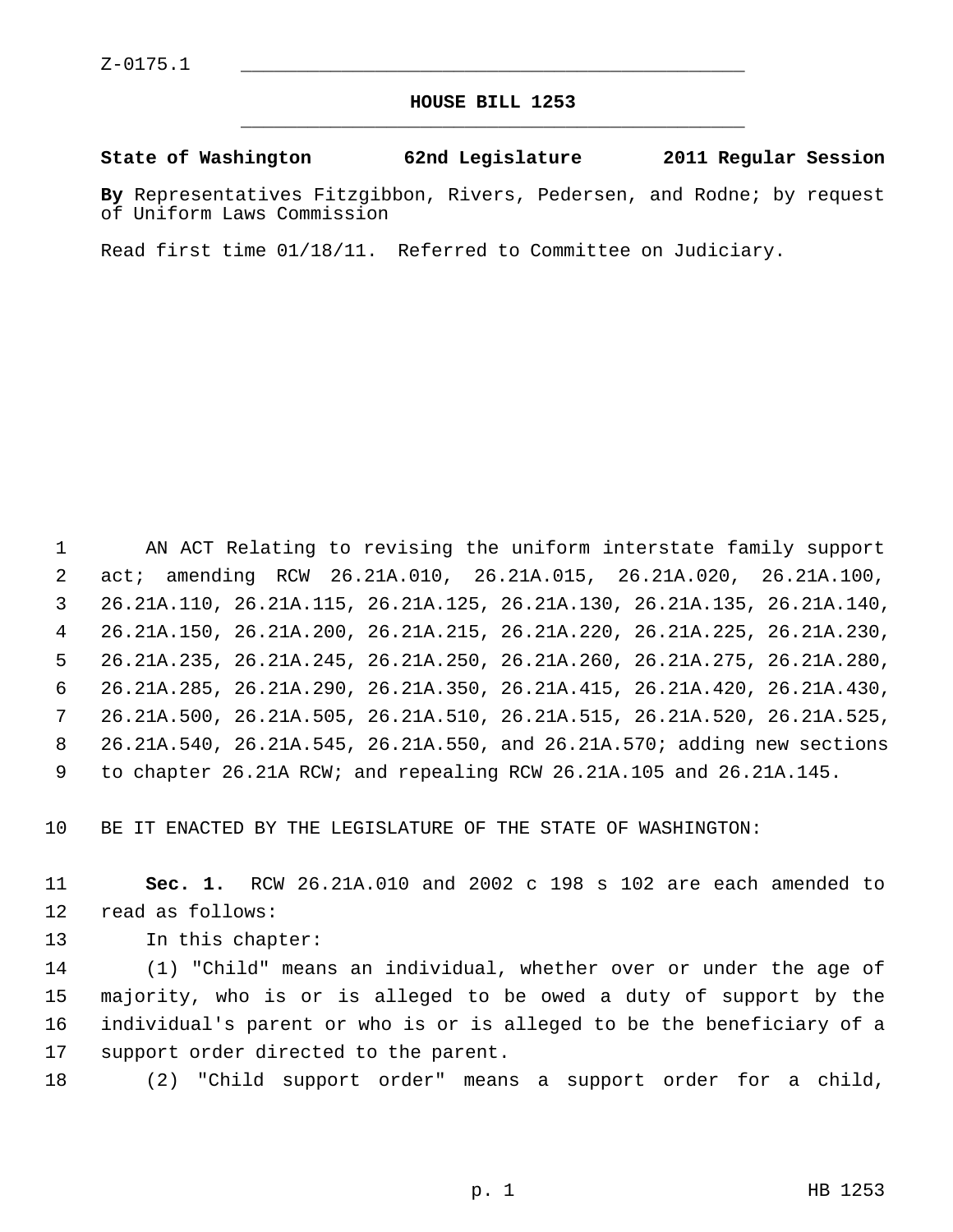Z-0175.1

# HOUSE BILL 1253

**State of Washington 62nd Legislature 2011 Regular Session**

**By** Representatives Fitzgibbon, Rivers, Pedersen, and Rodne; by request of Uniform Laws Commission

Read first time 01/18/11. Referred to Committee on Judiciary.

AN ACT Relating to revising the uniform interstate family support act; amending RCW 26.21A.010, 26.21A.015, 26.21A.020, 26.21A.100, 26.21A.110, 26.21A.115, 26.21A.125, 26.21A.130, 26.21A.135, 26.21A.140, 26.21A.150, 26.21A.200, 26.21A.215, 26.21A.220, 26.21A.225, 26.21A.230, 26.21A.235, 26.21A.245, 26.21A.250, 26.21A.260, 26.21A.275, 26.21A.280, 26.21A.285, 26.21A.290, 26.21A.350, 26.21A.415, 26.21A.420, 26.21A.430, 26.21A.500, 26.21A.505, 26.21A.510, 26.21A.515, 26.21A.520, 26.21A.525, 26.21A.540, 26.21A.545, 26.21A.550, and 26.21A.570; adding new sections to chapter 26.21A RCW; and repealing RCW 26.21A.105 and 26.21A.145.

BE IT ENACTED BY THE LEGISLATURE OF THE STATE OF WASHINGTON:

**Sec. 1.** RCW 26.21A.010 and 2002 c 198 s 102 are each amended to read as follows:

In this chapter:

(1) "Child" means an individual, whether over or under the age of majority, who is or is alleged to be owed a duty of support by the individual's parent or who is or is alleged to be the beneficiary of a support order directed to the parent.

(2) "Child support order" means a support order for a child,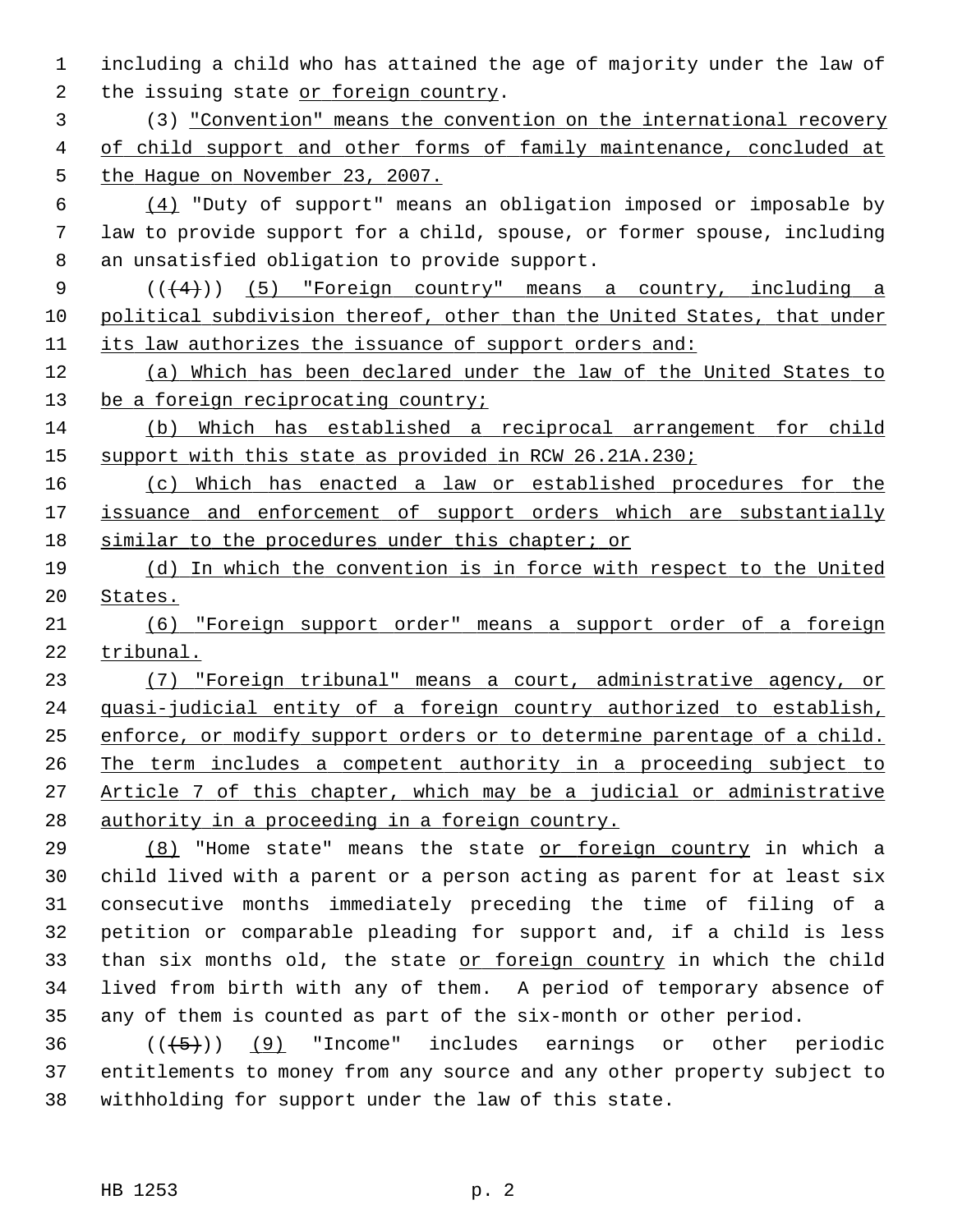including a child who has attained the age of majority under the law of the issuing state or foreign country.

(3) "Convention" means the convention on the international recovery of child support and other forms of family maintenance, concluded at the Hague on November 23, 2007.

(4) "Duty of support" means an obligation imposed or imposable by law to provide support for a child, spouse, or former spouse, including an unsatisfied obligation to provide support.

(((4))) (5) "Foreign country" means a country, including a political subdivision thereof, other than the United States, that under its law authorizes the issuance of support orders and:

(a) Which has been declared under the law of the United States to be a foreign reciprocating country;

(b) Which has established a reciprocal arrangement for child support with this state as provided in RCW 26.21A.230;

(c) Which has enacted a law or established procedures for the issuance and enforcement of support orders which are substantially similar to the procedures under this chapter; or

(d) In which the convention is in force with respect to the United States.

(6) "Foreign support order" means a support order of a foreign tribunal.

(7) "Foreign tribunal" means a court, administrative agency, or quasi-judicial entity of a foreign country authorized to establish, enforce, or modify support orders or to determine parentage of a child. The term includes a competent authority in a proceeding subject to Article 7 of this chapter, which may be a judicial or administrative authority in a proceeding in a foreign country.

(8) "Home state" means the state or foreign country in which a child lived with a parent or a person acting as parent for at least six consecutive months immediately preceding the time of filing of a petition or comparable pleading for support and, if a child is less than six months old, the state or foreign country in which the child lived from birth with any of them. A period of temporary absence of any of them is counted as part of the six-month or other period.

(((5))) (9) "Income" includes earnings or other periodic entitlements to money from any source and any other property subject to withholding for support under the law of this state.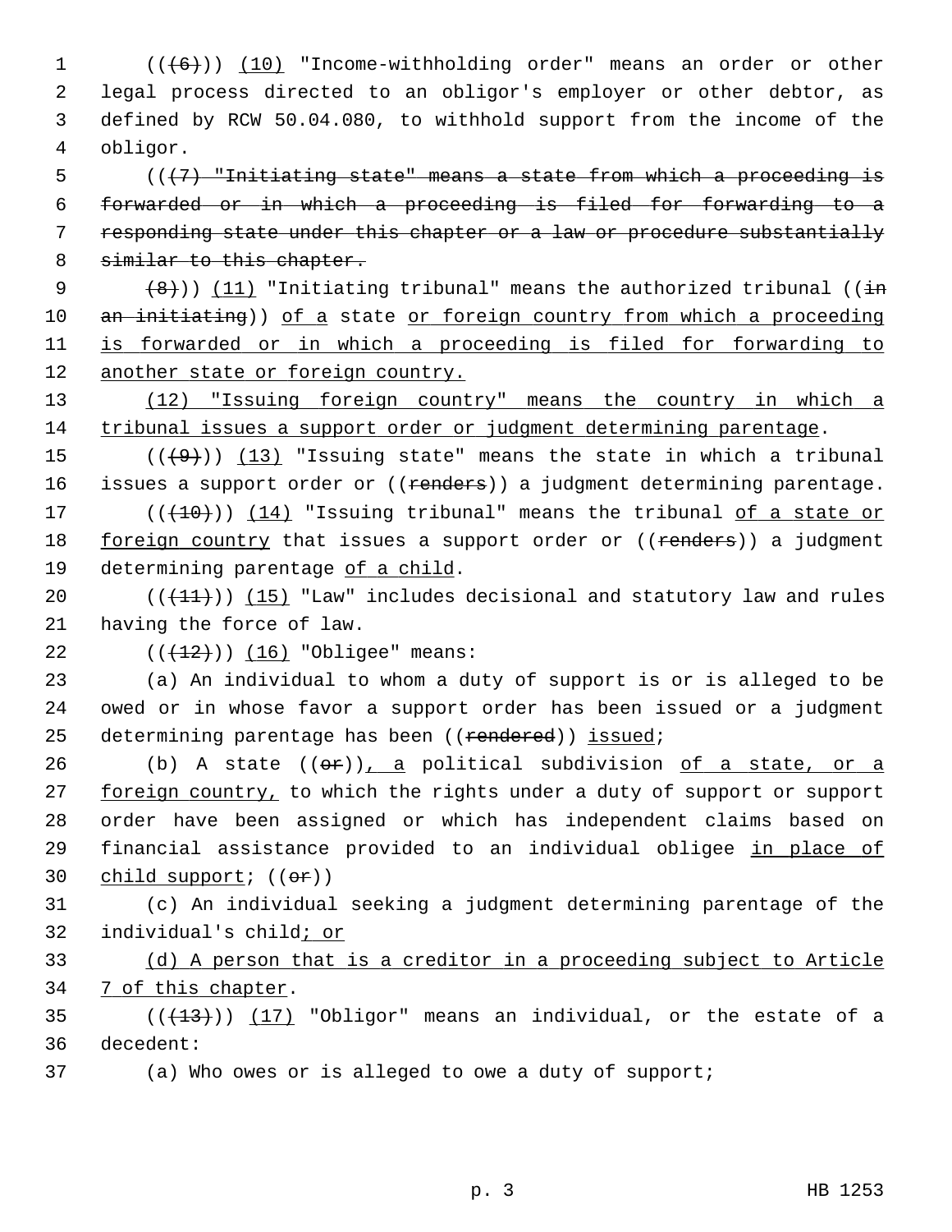(((6))) (10) "Income-withholding order" means an order or other legal process directed to an obligor's employer or other debtor, as defined by RCW 50.04.080, to withhold support from the income of the obligor.

(((7) "Initiating state" means a state from which a proceeding is forwarded or in which a proceeding is filed for forwarding to a responding state under this chapter or a law or procedure substantially similar to this chapter.

(8))) (11) "Initiating tribunal" means the authorized tribunal ((in an initiating)) of a state or foreign country from which a proceeding is forwarded or in which a proceeding is filed for forwarding to another state or foreign country.

(12) "Issuing foreign country" means the country in which a tribunal issues a support order or judgment determining parentage.

(((9))) (13) "Issuing state" means the state in which a tribunal issues a support order or ((renders)) a judgment determining parentage.

(((10))) (14) "Issuing tribunal" means the tribunal of a state or foreign country that issues a support order or ((renders)) a judgment determining parentage of a child.

(((11))) (15) "Law" includes decisional and statutory law and rules having the force of law.

(((12))) (16) "Obligee" means:

(a) An individual to whom a duty of support is or is alleged to be owed or in whose favor a support order has been issued or a judgment determining parentage has been ((rendered)) issued;

(b) A state ((or)), a political subdivision of a state, or a foreign country, to which the rights under a duty of support or support order have been assigned or which has independent claims based on financial assistance provided to an individual obligee in place of child support; ((or))

(c) An individual seeking a judgment determining parentage of the individual's child; or

(d) A person that is a creditor in a proceeding subject to Article 7 of this chapter.

(((13))) (17) "Obligor" means an individual, or the estate of a decedent:

(a) Who owes or is alleged to owe a duty of support;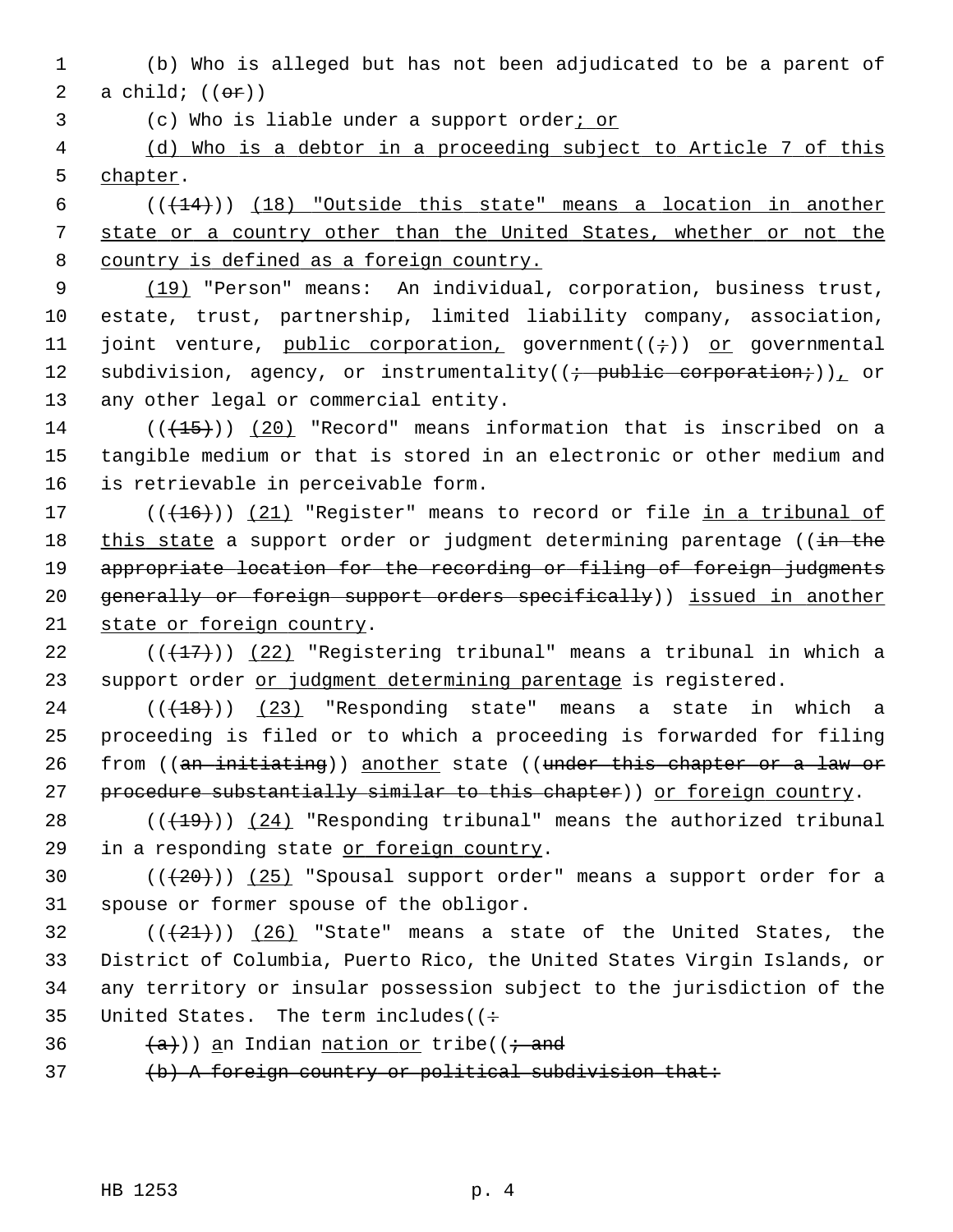(b) Who is alleged but has not been adjudicated to be a parent of a child; ((~~or~~))

(c) Who is liable under a support order<u>; or</u>

<u>(d) Who is a debtor in a proceeding subject to Article 7 of this chapter</u>.

((~~(14)~~)) <u>(18) "Outside this state" means a location in another state or a country other than the United States, whether or not the country is defined as a foreign country.</u>

<u>(19)</u> "Person" means: An individual, corporation, business trust, estate, trust, partnership, limited liability company, association, joint venture, <u>public corporation,</u> government((~~;~~)) <u>or</u> governmental subdivision, agency, or instrumentality((~~; public corporation;~~))<u>,</u> or any other legal or commercial entity.

((~~(15)~~)) <u>(20)</u> "Record" means information that is inscribed on a tangible medium or that is stored in an electronic or other medium and is retrievable in perceivable form.

((~~(16)~~)) <u>(21)</u> "Register" means to record or file <u>in a tribunal of this state</u> a support order or judgment determining parentage ((~~in the appropriate location for the recording or filing of foreign judgments generally or foreign support orders specifically~~)) <u>issued in another state or foreign country</u>.

((~~(17)~~)) <u>(22)</u> "Registering tribunal" means a tribunal in which a support order <u>or judgment determining parentage</u> is registered.

((~~(18)~~)) <u>(23)</u> "Responding state" means a state in which a proceeding is filed or to which a proceeding is forwarded for filing from ((~~an initiating~~)) <u>another</u> state ((~~under this chapter or a law or procedure substantially similar to this chapter~~)) <u>or foreign country</u>.

((~~(19)~~)) <u>(24)</u> "Responding tribunal" means the authorized tribunal in a responding state <u>or foreign country</u>.

((~~(20)~~)) <u>(25)</u> "Spousal support order" means a support order for a spouse or former spouse of the obligor.

((~~(21)~~)) <u>(26)</u> "State" means a state of the United States, the District of Columbia, Puerto Rico, the United States Virgin Islands, or any territory or insular possession subject to the jurisdiction of the United States. The term includes((~~:~~

~~(a)~~)) <u>a</u>n Indian <u>nation or</u> tribe((~~; and~~

~~(b) A foreign country or political subdivision that:~~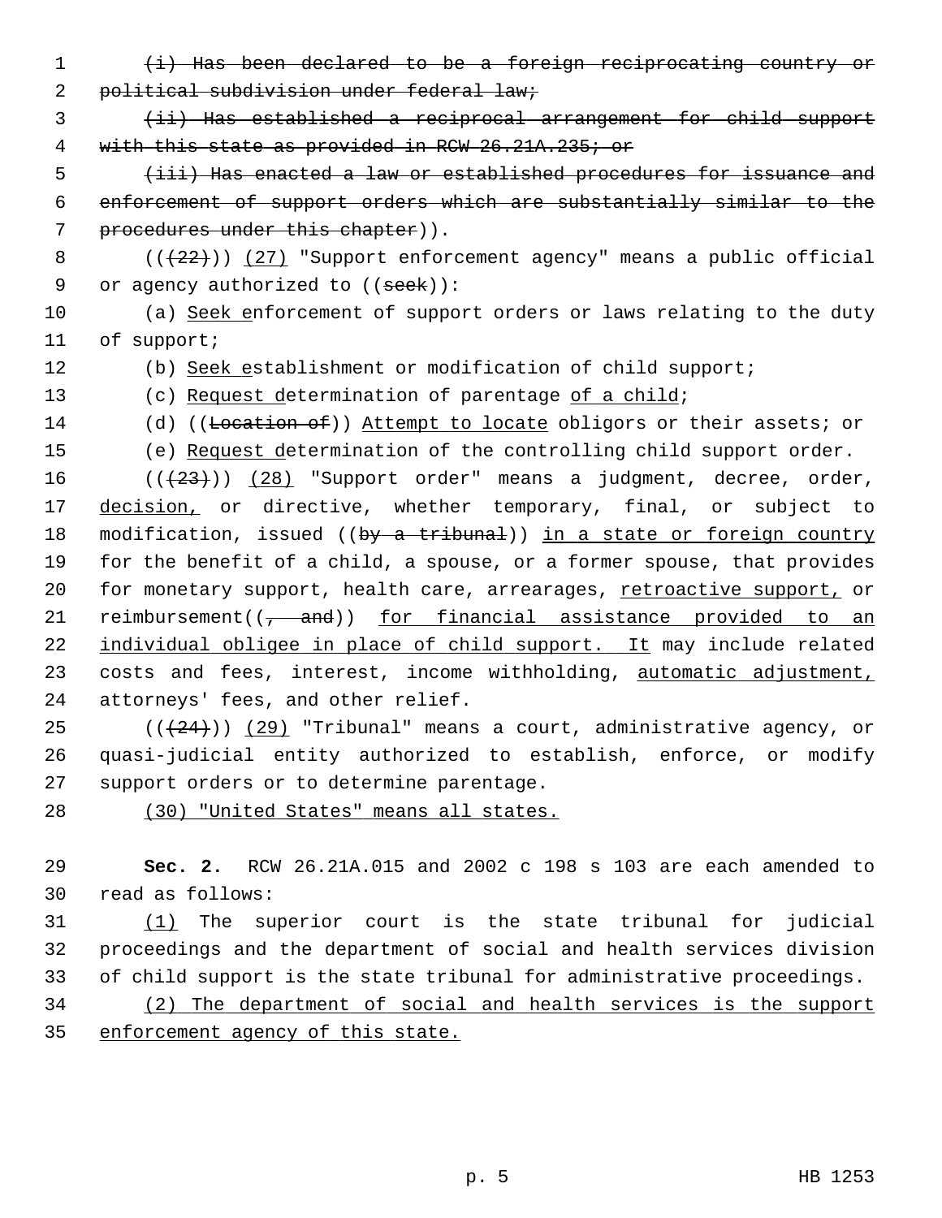~~(i) Has been declared to be a foreign reciprocating country or political subdivision under federal law;~~

~~(ii) Has established a reciprocal arrangement for child support with this state as provided in RCW 26.21A.235; or~~

~~(iii) Has enacted a law or established procedures for issuance and enforcement of support orders which are substantially similar to the procedures under this chapter~~)).

((~~(22)~~)) (27) "Support enforcement agency" means a public official or agency authorized to ((~~seek~~)):

(a) Seek enforcement of support orders or laws relating to the duty of support;

(b) Seek establishment or modification of child support;

(c) Request determination of parentage of a child;

(d) ((~~Location of~~)) Attempt to locate obligors or their assets; or

(e) Request determination of the controlling child support order.

((~~(23)~~)) (28) "Support order" means a judgment, decree, order, decision, or directive, whether temporary, final, or subject to modification, issued ((~~by a tribunal~~)) in a state or foreign country for the benefit of a child, a spouse, or a former spouse, that provides for monetary support, health care, arrearages, retroactive support, or reimbursement((~~, and~~)) for financial assistance provided to an individual obligee in place of child support. It may include related costs and fees, interest, income withholding, automatic adjustment, attorneys' fees, and other relief.

((~~(24)~~)) (29) "Tribunal" means a court, administrative agency, or quasi-judicial entity authorized to establish, enforce, or modify support orders or to determine parentage.

(30) "United States" means all states.

**Sec. 2.** RCW 26.21A.015 and 2002 c 198 s 103 are each amended to read as follows:

(1) The superior court is the state tribunal for judicial proceedings and the department of social and health services division of child support is the state tribunal for administrative proceedings.

(2) The department of social and health services is the support enforcement agency of this state.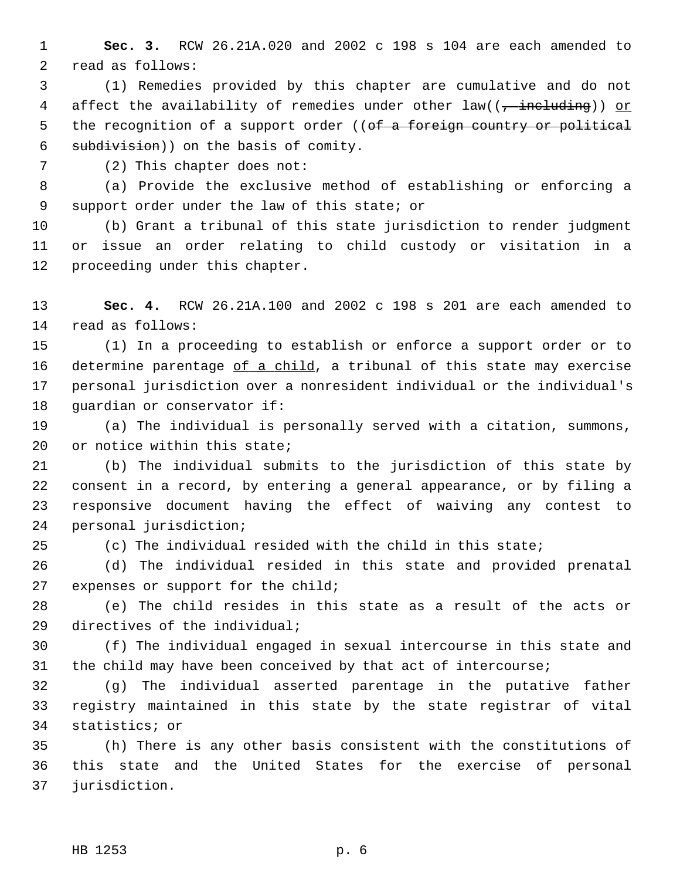**Sec. 3.** RCW 26.21A.020 and 2002 c 198 s 104 are each amended to read as follows:

(1) Remedies provided by this chapter are cumulative and do not affect the availability of remedies under other law((~~, including~~)) <u>or</u> the recognition of a support order ((~~of a foreign country or political subdivision~~)) on the basis of comity.

(2) This chapter does not:

(a) Provide the exclusive method of establishing or enforcing a support order under the law of this state; or

(b) Grant a tribunal of this state jurisdiction to render judgment or issue an order relating to child custody or visitation in a proceeding under this chapter.

**Sec. 4.** RCW 26.21A.100 and 2002 c 198 s 201 are each amended to read as follows:

(1) In a proceeding to establish or enforce a support order or to determine parentage <u>of a child</u>, a tribunal of this state may exercise personal jurisdiction over a nonresident individual or the individual's guardian or conservator if:

(a) The individual is personally served with a citation, summons, or notice within this state;

(b) The individual submits to the jurisdiction of this state by consent in a record, by entering a general appearance, or by filing a responsive document having the effect of waiving any contest to personal jurisdiction;

(c) The individual resided with the child in this state;

(d) The individual resided in this state and provided prenatal expenses or support for the child;

(e) The child resides in this state as a result of the acts or directives of the individual;

(f) The individual engaged in sexual intercourse in this state and the child may have been conceived by that act of intercourse;

(g) The individual asserted parentage in the putative father registry maintained in this state by the state registrar of vital statistics; or

(h) There is any other basis consistent with the constitutions of this state and the United States for the exercise of personal jurisdiction.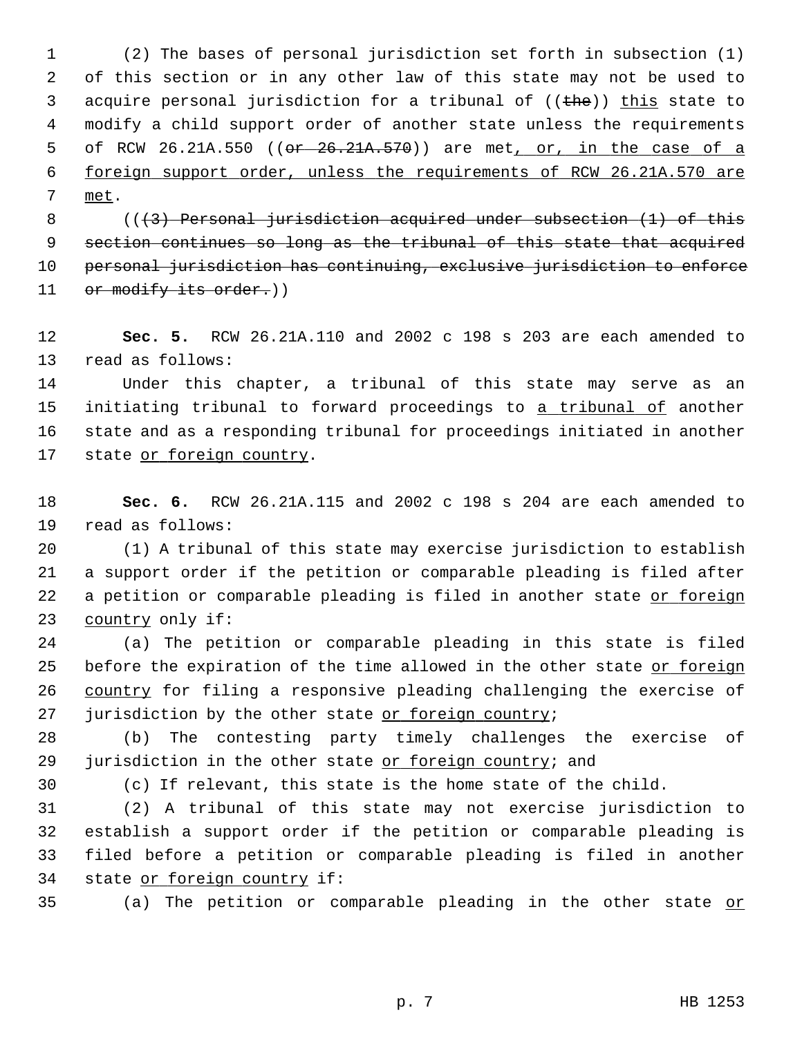(2) The bases of personal jurisdiction set forth in subsection (1) of this section or in any other law of this state may not be used to acquire personal jurisdiction for a tribunal of ((~~the~~)) <u>this</u> state to modify a child support order of another state unless the requirements of RCW 26.21A.550 ((~~or 26.21A.570~~)) are met<u>, or, in the case of a foreign support order, unless the requirements of RCW 26.21A.570 are met</u>.

((~~(3) Personal jurisdiction acquired under subsection (1) of this section continues so long as the tribunal of this state that acquired personal jurisdiction has continuing, exclusive jurisdiction to enforce or modify its order.~~))

**Sec. 5.** RCW 26.21A.110 and 2002 c 198 s 203 are each amended to read as follows:

Under this chapter, a tribunal of this state may serve as an initiating tribunal to forward proceedings to <u>a tribunal of</u> another state and as a responding tribunal for proceedings initiated in another state <u>or foreign country</u>.

**Sec. 6.** RCW 26.21A.115 and 2002 c 198 s 204 are each amended to read as follows:

(1) A tribunal of this state may exercise jurisdiction to establish a support order if the petition or comparable pleading is filed after a petition or comparable pleading is filed in another state <u>or foreign country</u> only if:

(a) The petition or comparable pleading in this state is filed before the expiration of the time allowed in the other state <u>or foreign country</u> for filing a responsive pleading challenging the exercise of jurisdiction by the other state <u>or foreign country</u>;

(b) The contesting party timely challenges the exercise of jurisdiction in the other state <u>or foreign country</u>; and

(c) If relevant, this state is the home state of the child.

(2) A tribunal of this state may not exercise jurisdiction to establish a support order if the petition or comparable pleading is filed before a petition or comparable pleading is filed in another state <u>or foreign country</u> if:

(a) The petition or comparable pleading in the other state <u>or</u>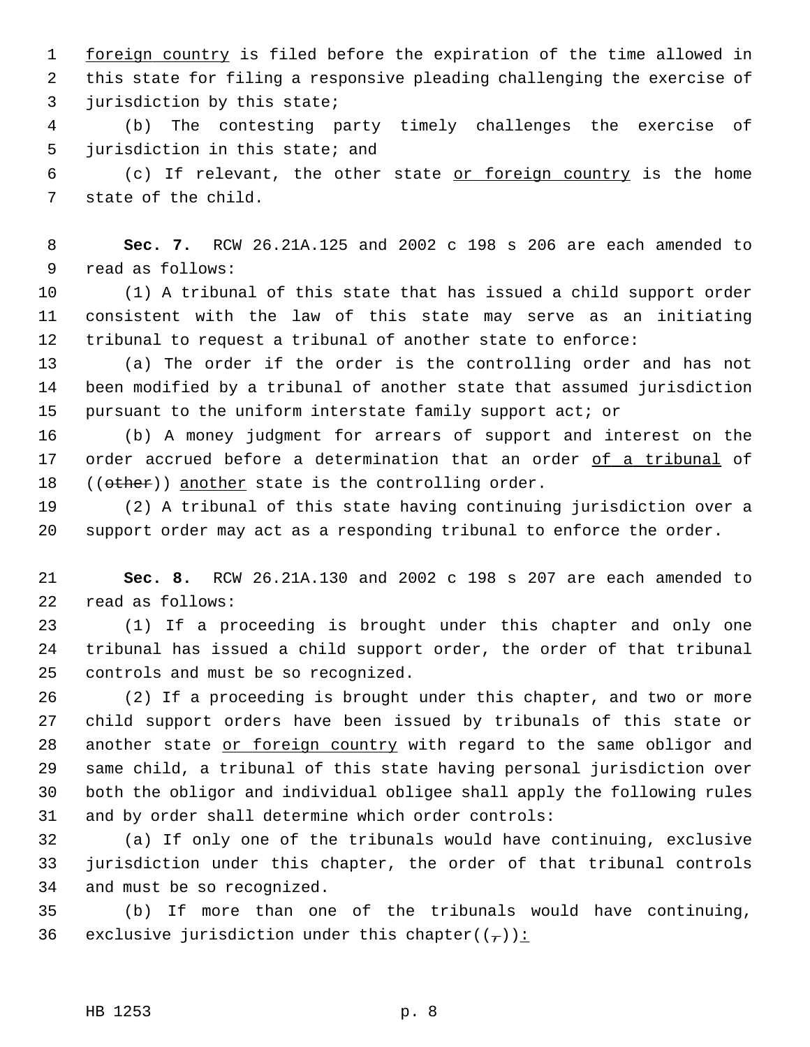foreign country is filed before the expiration of the time allowed in this state for filing a responsive pleading challenging the exercise of jurisdiction by this state;

(b) The contesting party timely challenges the exercise of jurisdiction in this state; and

(c) If relevant, the other state or foreign country is the home state of the child.

**Sec. 7.** RCW 26.21A.125 and 2002 c 198 s 206 are each amended to read as follows:

(1) A tribunal of this state that has issued a child support order consistent with the law of this state may serve as an initiating tribunal to request a tribunal of another state to enforce:

(a) The order if the order is the controlling order and has not been modified by a tribunal of another state that assumed jurisdiction pursuant to the uniform interstate family support act; or

(b) A money judgment for arrears of support and interest on the order accrued before a determination that an order of a tribunal of ((other)) another state is the controlling order.

(2) A tribunal of this state having continuing jurisdiction over a support order may act as a responding tribunal to enforce the order.

**Sec. 8.** RCW 26.21A.130 and 2002 c 198 s 207 are each amended to read as follows:

(1) If a proceeding is brought under this chapter and only one tribunal has issued a child support order, the order of that tribunal controls and must be so recognized.

(2) If a proceeding is brought under this chapter, and two or more child support orders have been issued by tribunals of this state or another state or foreign country with regard to the same obligor and same child, a tribunal of this state having personal jurisdiction over both the obligor and individual obligee shall apply the following rules and by order shall determine which order controls:

(a) If only one of the tribunals would have continuing, exclusive jurisdiction under this chapter, the order of that tribunal controls and must be so recognized.

(b) If more than one of the tribunals would have continuing, exclusive jurisdiction under this chapter((,)):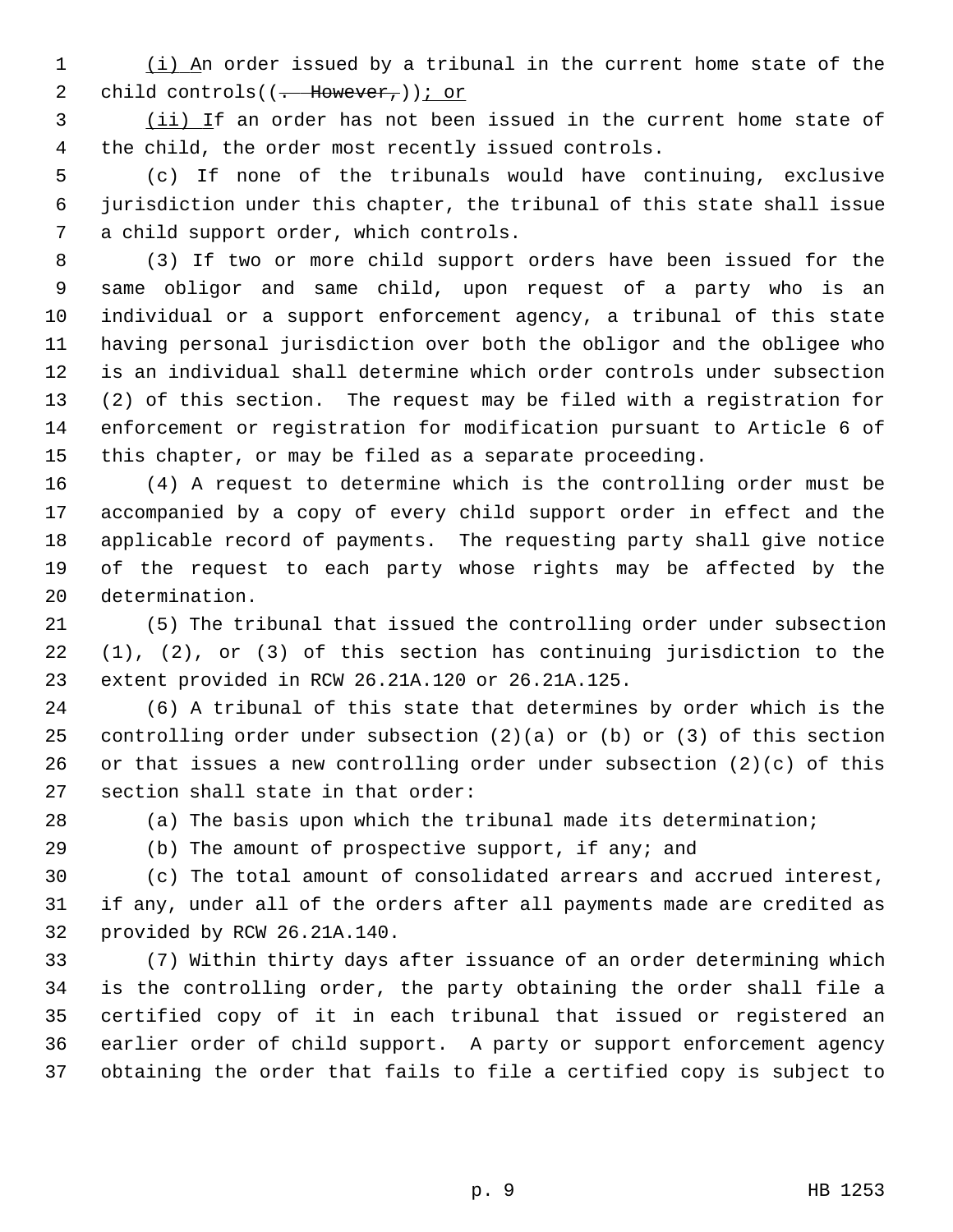(i) An order issued by a tribunal in the current home state of the child controls((. However,)); or

(ii) If an order has not been issued in the current home state of the child, the order most recently issued controls.

(c) If none of the tribunals would have continuing, exclusive jurisdiction under this chapter, the tribunal of this state shall issue a child support order, which controls.

(3) If two or more child support orders have been issued for the same obligor and same child, upon request of a party who is an individual or a support enforcement agency, a tribunal of this state having personal jurisdiction over both the obligor and the obligee who is an individual shall determine which order controls under subsection (2) of this section. The request may be filed with a registration for enforcement or registration for modification pursuant to Article 6 of this chapter, or may be filed as a separate proceeding.

(4) A request to determine which is the controlling order must be accompanied by a copy of every child support order in effect and the applicable record of payments. The requesting party shall give notice of the request to each party whose rights may be affected by the determination.

(5) The tribunal that issued the controlling order under subsection (1), (2), or (3) of this section has continuing jurisdiction to the extent provided in RCW 26.21A.120 or 26.21A.125.

(6) A tribunal of this state that determines by order which is the controlling order under subsection (2)(a) or (b) or (3) of this section or that issues a new controlling order under subsection (2)(c) of this section shall state in that order:

(a) The basis upon which the tribunal made its determination;

(b) The amount of prospective support, if any; and

(c) The total amount of consolidated arrears and accrued interest, if any, under all of the orders after all payments made are credited as provided by RCW 26.21A.140.

(7) Within thirty days after issuance of an order determining which is the controlling order, the party obtaining the order shall file a certified copy of it in each tribunal that issued or registered an earlier order of child support. A party or support enforcement agency obtaining the order that fails to file a certified copy is subject to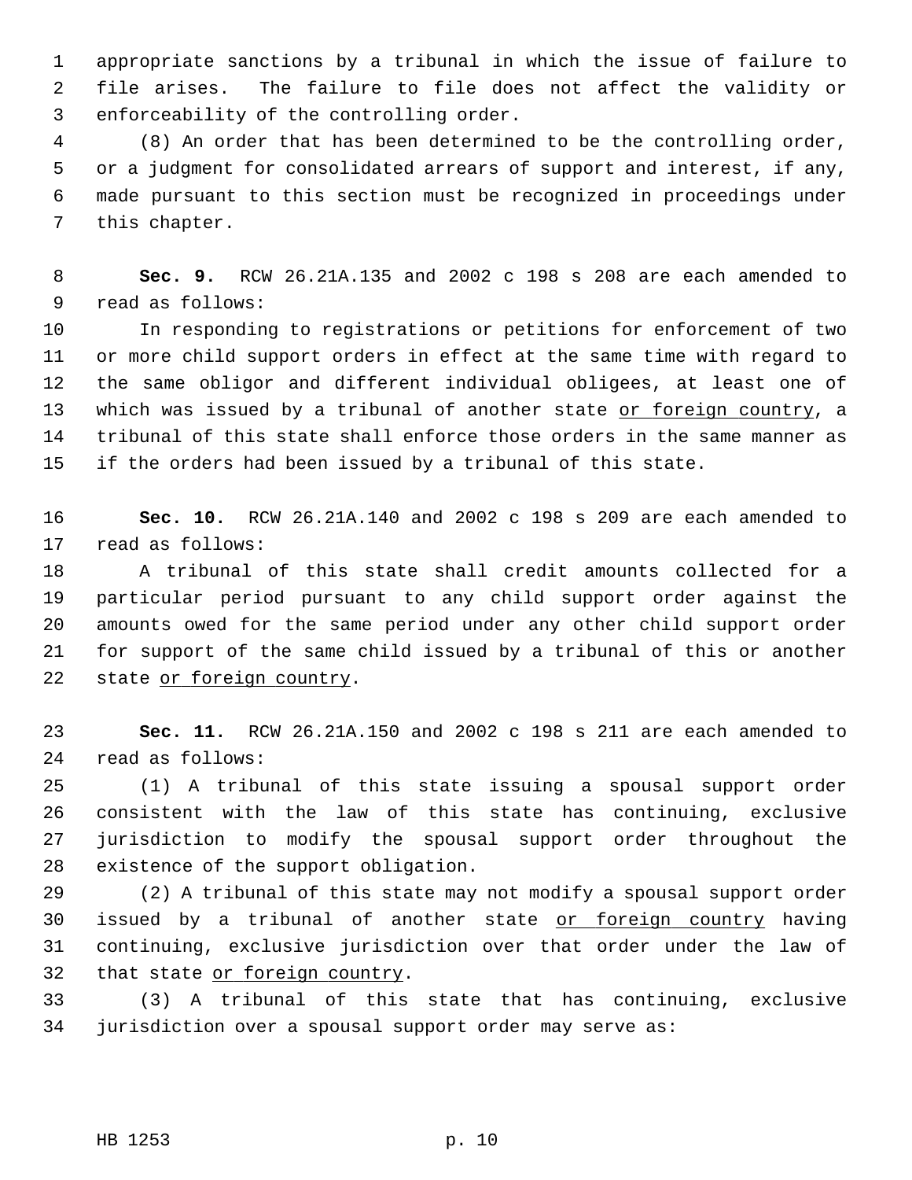appropriate sanctions by a tribunal in which the issue of failure to file arises. The failure to file does not affect the validity or enforceability of the controlling order.

(8) An order that has been determined to be the controlling order, or a judgment for consolidated arrears of support and interest, if any, made pursuant to this section must be recognized in proceedings under this chapter.

**Sec. 9.** RCW 26.21A.135 and 2002 c 198 s 208 are each amended to read as follows:

In responding to registrations or petitions for enforcement of two or more child support orders in effect at the same time with regard to the same obligor and different individual obligees, at least one of which was issued by a tribunal of another state <u>or foreign country</u>, a tribunal of this state shall enforce those orders in the same manner as if the orders had been issued by a tribunal of this state.

**Sec. 10.** RCW 26.21A.140 and 2002 c 198 s 209 are each amended to read as follows:

A tribunal of this state shall credit amounts collected for a particular period pursuant to any child support order against the amounts owed for the same period under any other child support order for support of the same child issued by a tribunal of this or another state <u>or foreign country</u>.

**Sec. 11.** RCW 26.21A.150 and 2002 c 198 s 211 are each amended to read as follows:

(1) A tribunal of this state issuing a spousal support order consistent with the law of this state has continuing, exclusive jurisdiction to modify the spousal support order throughout the existence of the support obligation.

(2) A tribunal of this state may not modify a spousal support order issued by a tribunal of another state <u>or foreign country</u> having continuing, exclusive jurisdiction over that order under the law of that state <u>or foreign country</u>.

(3) A tribunal of this state that has continuing, exclusive jurisdiction over a spousal support order may serve as: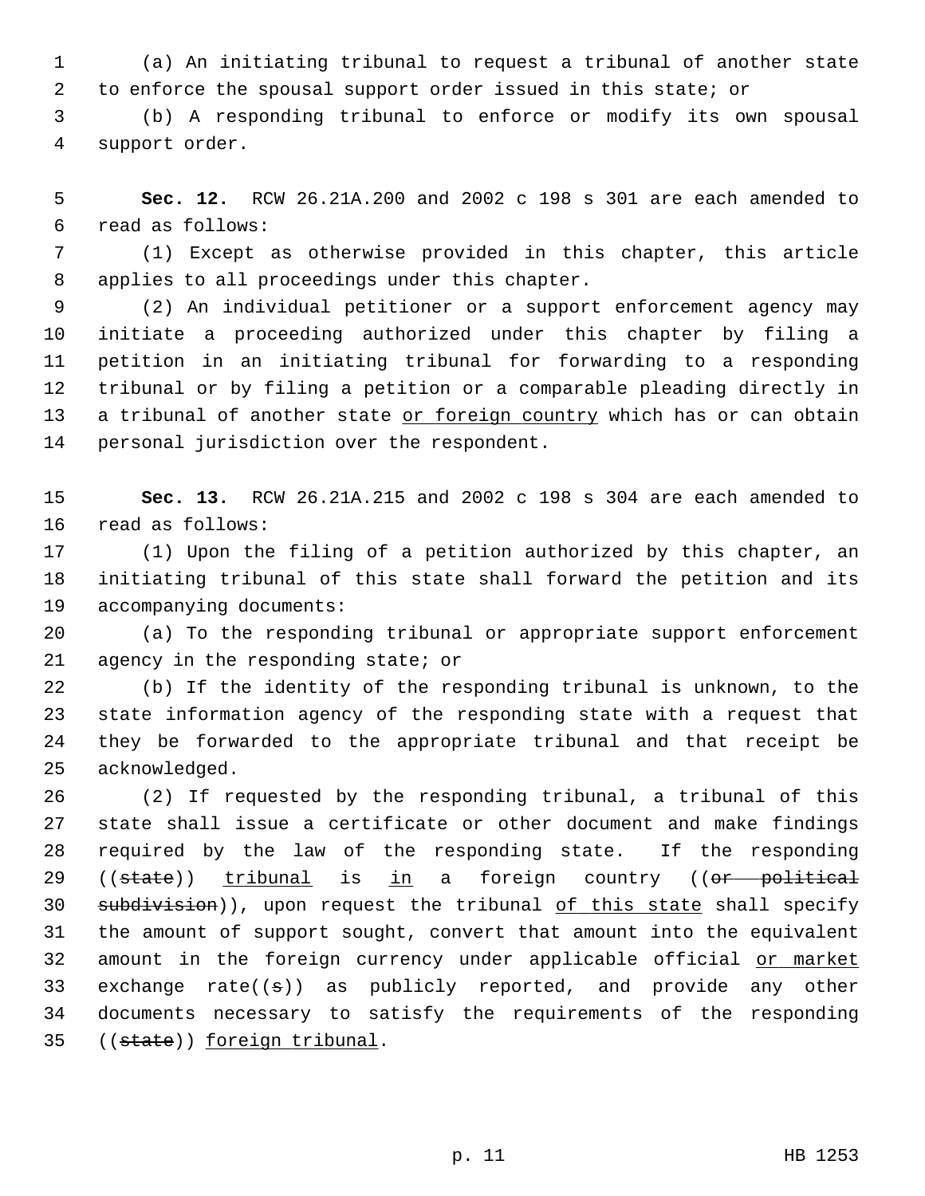(a) An initiating tribunal to request a tribunal of another state to enforce the spousal support order issued in this state; or

(b) A responding tribunal to enforce or modify its own spousal support order.

**Sec. 12.** RCW 26.21A.200 and 2002 c 198 s 301 are each amended to read as follows:

(1) Except as otherwise provided in this chapter, this article applies to all proceedings under this chapter.

(2) An individual petitioner or a support enforcement agency may initiate a proceeding authorized under this chapter by filing a petition in an initiating tribunal for forwarding to a responding tribunal or by filing a petition or a comparable pleading directly in a tribunal of another state <u>or foreign country</u> which has or can obtain personal jurisdiction over the respondent.

**Sec. 13.** RCW 26.21A.215 and 2002 c 198 s 304 are each amended to read as follows:

(1) Upon the filing of a petition authorized by this chapter, an initiating tribunal of this state shall forward the petition and its accompanying documents:

(a) To the responding tribunal or appropriate support enforcement agency in the responding state; or

(b) If the identity of the responding tribunal is unknown, to the state information agency of the responding state with a request that they be forwarded to the appropriate tribunal and that receipt be acknowledged.

(2) If requested by the responding tribunal, a tribunal of this state shall issue a certificate or other document and make findings required by the law of the responding state. If the responding ((~~state~~)) <u>tribunal</u> is <u>in</u> a foreign country ((~~or political subdivision~~)), upon request the tribunal <u>of this state</u> shall specify the amount of support sought, convert that amount into the equivalent amount in the foreign currency under applicable official <u>or market</u> exchange rate((~~s~~)) as publicly reported, and provide any other documents necessary to satisfy the requirements of the responding ((~~state~~)) <u>foreign tribunal</u>.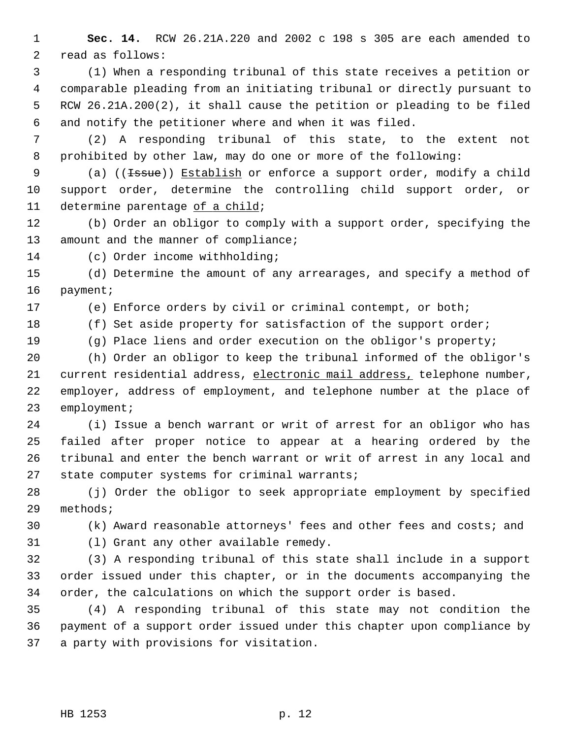**Sec. 14.** RCW 26.21A.220 and 2002 c 198 s 305 are each amended to read as follows:

(1) When a responding tribunal of this state receives a petition or comparable pleading from an initiating tribunal or directly pursuant to RCW 26.21A.200(2), it shall cause the petition or pleading to be filed and notify the petitioner where and when it was filed.

(2) A responding tribunal of this state, to the extent not prohibited by other law, may do one or more of the following:

(a) ((~~Issue~~)) <u>Establish</u> or enforce a support order, modify a child support order, determine the controlling child support order, or determine parentage <u>of a child</u>;

(b) Order an obligor to comply with a support order, specifying the amount and the manner of compliance;

(c) Order income withholding;

(d) Determine the amount of any arrearages, and specify a method of payment;

(e) Enforce orders by civil or criminal contempt, or both;

(f) Set aside property for satisfaction of the support order;

(g) Place liens and order execution on the obligor's property;

(h) Order an obligor to keep the tribunal informed of the obligor's current residential address, <u>electronic mail address,</u> telephone number, employer, address of employment, and telephone number at the place of employment;

(i) Issue a bench warrant or writ of arrest for an obligor who has failed after proper notice to appear at a hearing ordered by the tribunal and enter the bench warrant or writ of arrest in any local and state computer systems for criminal warrants;

(j) Order the obligor to seek appropriate employment by specified methods;

(k) Award reasonable attorneys' fees and other fees and costs; and

(l) Grant any other available remedy.

(3) A responding tribunal of this state shall include in a support order issued under this chapter, or in the documents accompanying the order, the calculations on which the support order is based.

(4) A responding tribunal of this state may not condition the payment of a support order issued under this chapter upon compliance by a party with provisions for visitation.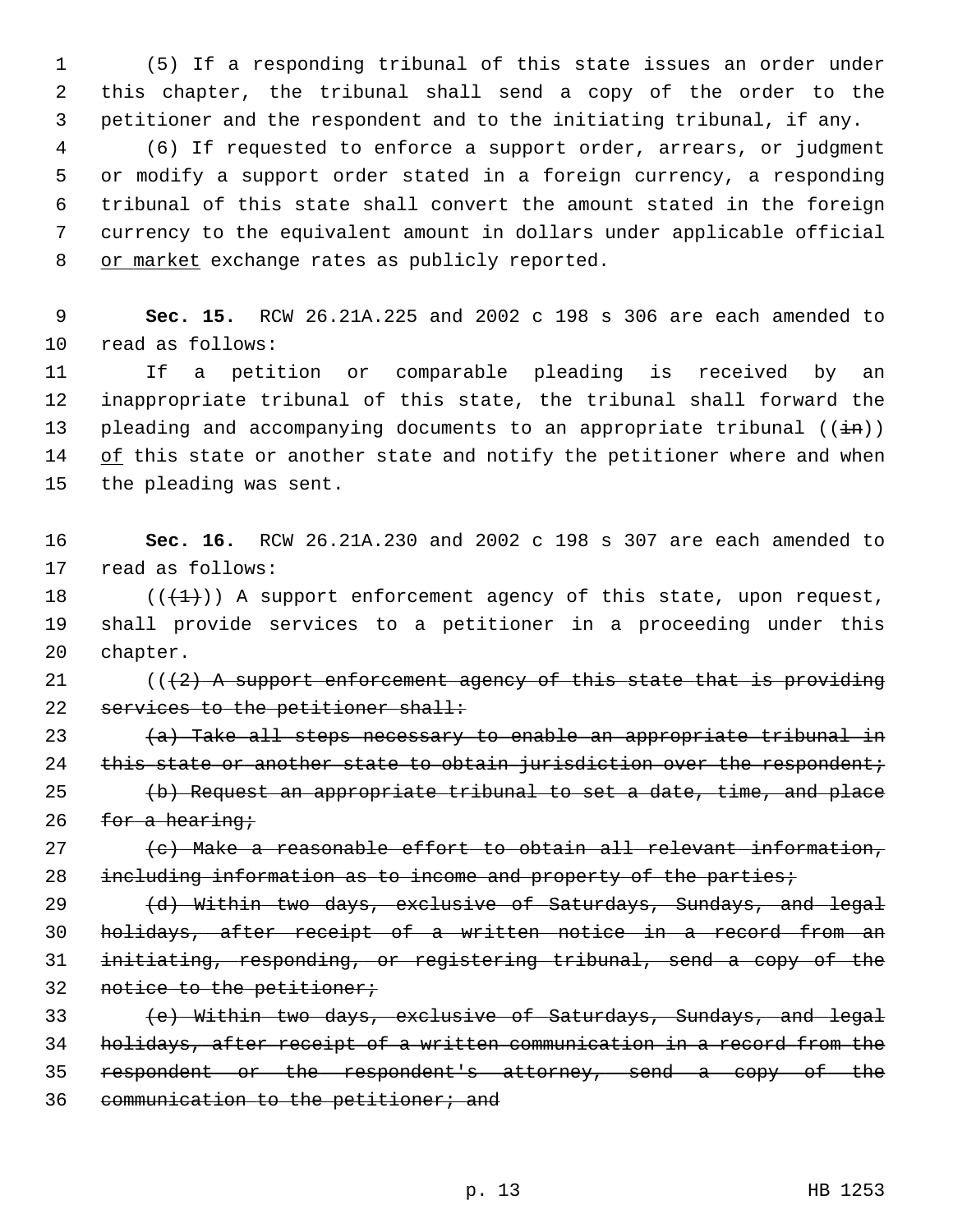(5) If a responding tribunal of this state issues an order under this chapter, the tribunal shall send a copy of the order to the petitioner and the respondent and to the initiating tribunal, if any.

(6) If requested to enforce a support order, arrears, or judgment or modify a support order stated in a foreign currency, a responding tribunal of this state shall convert the amount stated in the foreign currency to the equivalent amount in dollars under applicable official <u>or market</u> exchange rates as publicly reported.

**Sec. 15.** RCW 26.21A.225 and 2002 c 198 s 306 are each amended to read as follows:

If a petition or comparable pleading is received by an inappropriate tribunal of this state, the tribunal shall forward the pleading and accompanying documents to an appropriate tribunal ((~~in~~)) <u>of</u> this state or another state and notify the petitioner where and when the pleading was sent.

**Sec. 16.** RCW 26.21A.230 and 2002 c 198 s 307 are each amended to read as follows:

((~~(1)~~)) A support enforcement agency of this state, upon request, shall provide services to a petitioner in a proceeding under this chapter.

((~~(2) A support enforcement agency of this state that is providing services to the petitioner shall:~~

~~(a) Take all steps necessary to enable an appropriate tribunal in this state or another state to obtain jurisdiction over the respondent;~~

~~(b) Request an appropriate tribunal to set a date, time, and place for a hearing;~~

~~(c) Make a reasonable effort to obtain all relevant information, including information as to income and property of the parties;~~

~~(d) Within two days, exclusive of Saturdays, Sundays, and legal holidays, after receipt of a written notice in a record from an initiating, responding, or registering tribunal, send a copy of the notice to the petitioner;~~

~~(e) Within two days, exclusive of Saturdays, Sundays, and legal holidays, after receipt of a written communication in a record from the respondent or the respondent's attorney, send a copy of the communication to the petitioner; and~~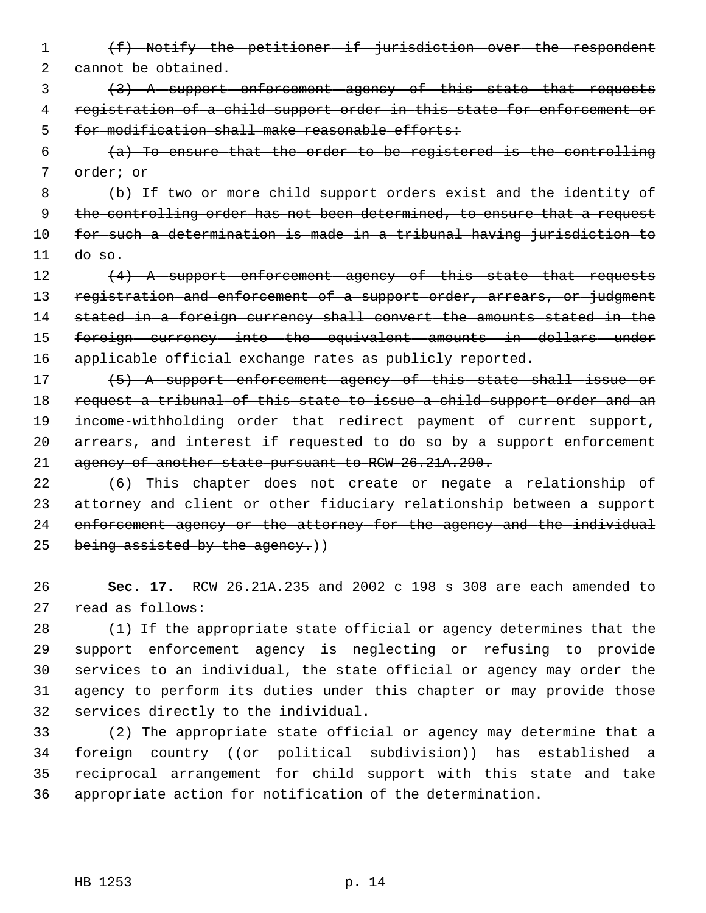~~(f) Notify the petitioner if jurisdiction over the respondent cannot be obtained.~~

~~(3) A support enforcement agency of this state that requests registration of a child support order in this state for enforcement or for modification shall make reasonable efforts:~~

~~(a) To ensure that the order to be registered is the controlling order; or~~

~~(b) If two or more child support orders exist and the identity of the controlling order has not been determined, to ensure that a request for such a determination is made in a tribunal having jurisdiction to do so.~~

~~(4) A support enforcement agency of this state that requests registration and enforcement of a support order, arrears, or judgment stated in a foreign currency shall convert the amounts stated in the foreign currency into the equivalent amounts in dollars under applicable official exchange rates as publicly reported.~~

~~(5) A support enforcement agency of this state shall issue or request a tribunal of this state to issue a child support order and an income-withholding order that redirect payment of current support, arrears, and interest if requested to do so by a support enforcement agency of another state pursuant to RCW 26.21A.290.~~

~~(6) This chapter does not create or negate a relationship of attorney and client or other fiduciary relationship between a support enforcement agency or the attorney for the agency and the individual being assisted by the agency.~~))

**Sec. 17.** RCW 26.21A.235 and 2002 c 198 s 308 are each amended to read as follows:

(1) If the appropriate state official or agency determines that the support enforcement agency is neglecting or refusing to provide services to an individual, the state official or agency may order the agency to perform its duties under this chapter or may provide those services directly to the individual.

(2) The appropriate state official or agency may determine that a foreign country ((~~or political subdivision~~)) has established a reciprocal arrangement for child support with this state and take appropriate action for notification of the determination.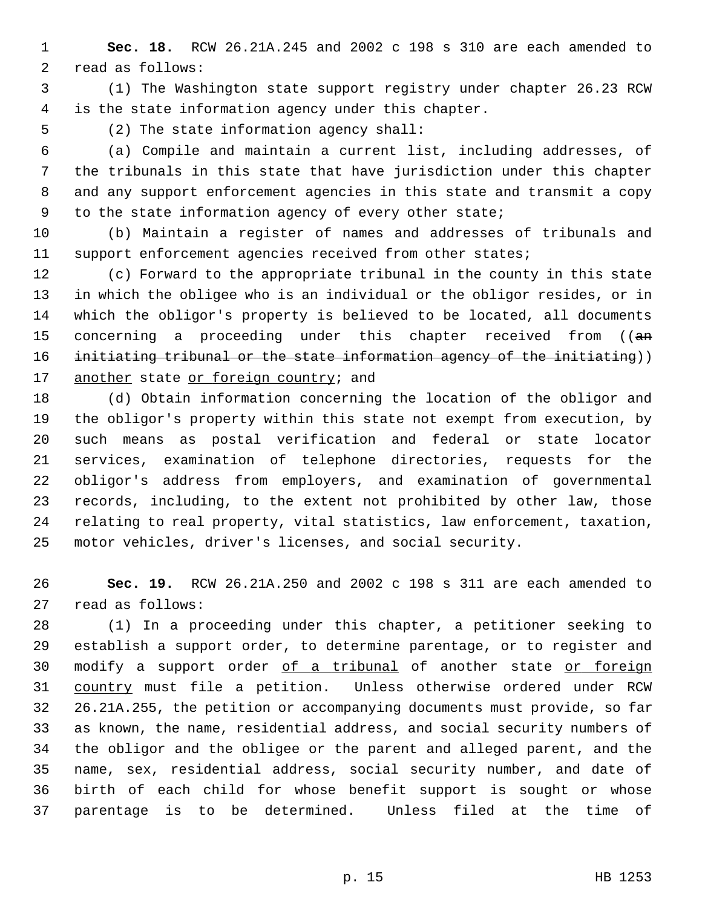**Sec. 18.** RCW 26.21A.245 and 2002 c 198 s 310 are each amended to read as follows:

(1) The Washington state support registry under chapter 26.23 RCW is the state information agency under this chapter.

(2) The state information agency shall:

(a) Compile and maintain a current list, including addresses, of the tribunals in this state that have jurisdiction under this chapter and any support enforcement agencies in this state and transmit a copy to the state information agency of every other state;

(b) Maintain a register of names and addresses of tribunals and support enforcement agencies received from other states;

(c) Forward to the appropriate tribunal in the county in this state in which the obligee who is an individual or the obligor resides, or in which the obligor's property is believed to be located, all documents concerning a proceeding under this chapter received from ((~~an initiating tribunal or the state information agency of the initiating~~)) <u>another</u> state <u>or foreign country</u>; and

(d) Obtain information concerning the location of the obligor and the obligor's property within this state not exempt from execution, by such means as postal verification and federal or state locator services, examination of telephone directories, requests for the obligor's address from employers, and examination of governmental records, including, to the extent not prohibited by other law, those relating to real property, vital statistics, law enforcement, taxation, motor vehicles, driver's licenses, and social security.

**Sec. 19.** RCW 26.21A.250 and 2002 c 198 s 311 are each amended to read as follows:

(1) In a proceeding under this chapter, a petitioner seeking to establish a support order, to determine parentage, or to register and modify a support order <u>of a tribunal</u> of another state <u>or foreign country</u> must file a petition. Unless otherwise ordered under RCW 26.21A.255, the petition or accompanying documents must provide, so far as known, the name, residential address, and social security numbers of the obligor and the obligee or the parent and alleged parent, and the name, sex, residential address, social security number, and date of birth of each child for whose benefit support is sought or whose parentage is to be determined. Unless filed at the time of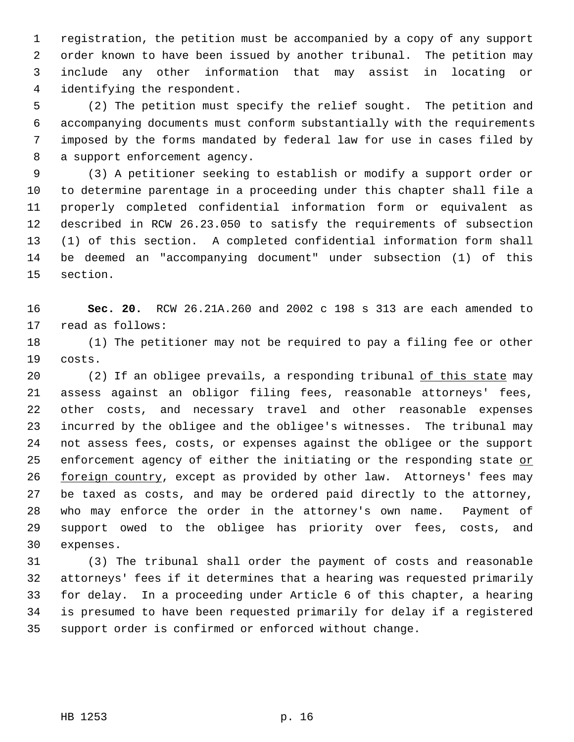registration, the petition must be accompanied by a copy of any support order known to have been issued by another tribunal. The petition may include any other information that may assist in locating or identifying the respondent.

(2) The petition must specify the relief sought. The petition and accompanying documents must conform substantially with the requirements imposed by the forms mandated by federal law for use in cases filed by a support enforcement agency.

(3) A petitioner seeking to establish or modify a support order or to determine parentage in a proceeding under this chapter shall file a properly completed confidential information form or equivalent as described in RCW 26.23.050 to satisfy the requirements of subsection (1) of this section. A completed confidential information form shall be deemed an "accompanying document" under subsection (1) of this section.

**Sec. 20.** RCW 26.21A.260 and 2002 c 198 s 313 are each amended to read as follows:

(1) The petitioner may not be required to pay a filing fee or other costs.

(2) If an obligee prevails, a responding tribunal <u>of this state</u> may assess against an obligor filing fees, reasonable attorneys' fees, other costs, and necessary travel and other reasonable expenses incurred by the obligee and the obligee's witnesses. The tribunal may not assess fees, costs, or expenses against the obligee or the support enforcement agency of either the initiating or the responding state <u>or foreign country</u>, except as provided by other law. Attorneys' fees may be taxed as costs, and may be ordered paid directly to the attorney, who may enforce the order in the attorney's own name. Payment of support owed to the obligee has priority over fees, costs, and expenses.

(3) The tribunal shall order the payment of costs and reasonable attorneys' fees if it determines that a hearing was requested primarily for delay. In a proceeding under Article 6 of this chapter, a hearing is presumed to have been requested primarily for delay if a registered support order is confirmed or enforced without change.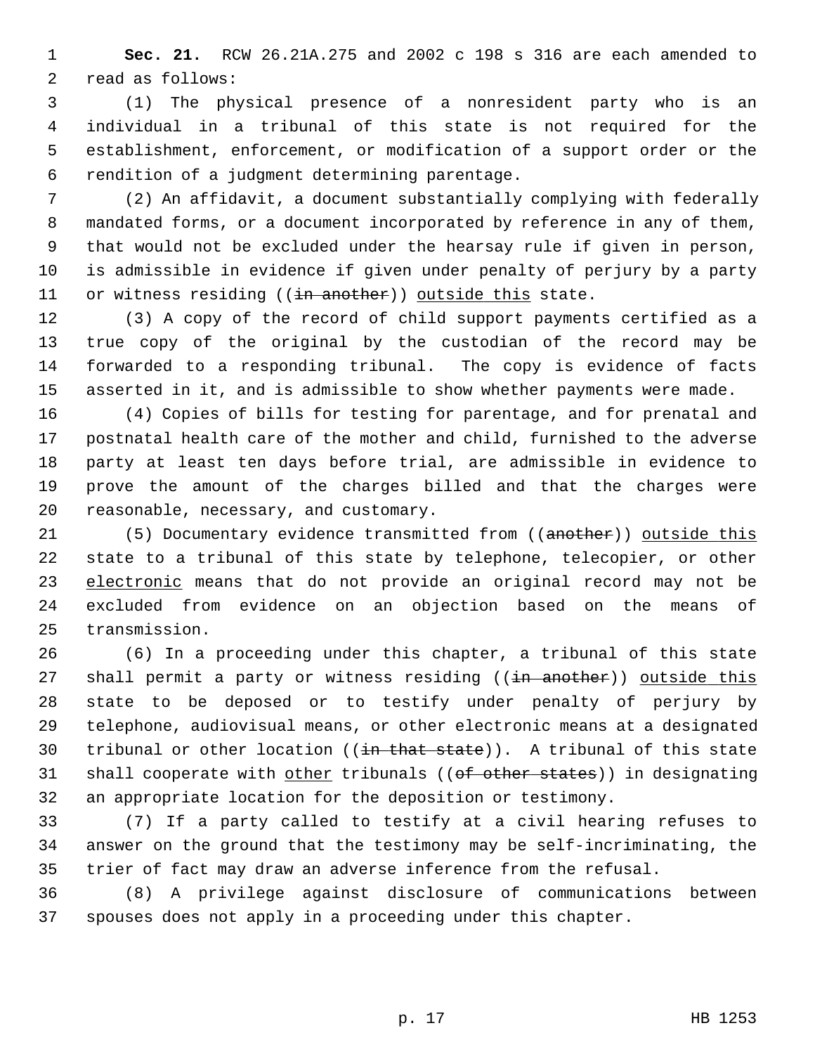**Sec. 21.** RCW 26.21A.275 and 2002 c 198 s 316 are each amended to read as follows:

(1) The physical presence of a nonresident party who is an individual in a tribunal of this state is not required for the establishment, enforcement, or modification of a support order or the rendition of a judgment determining parentage.

(2) An affidavit, a document substantially complying with federally mandated forms, or a document incorporated by reference in any of them, that would not be excluded under the hearsay rule if given in person, is admissible in evidence if given under penalty of perjury by a party or witness residing ((~~in another~~)) <u>outside this</u> state.

(3) A copy of the record of child support payments certified as a true copy of the original by the custodian of the record may be forwarded to a responding tribunal. The copy is evidence of facts asserted in it, and is admissible to show whether payments were made.

(4) Copies of bills for testing for parentage, and for prenatal and postnatal health care of the mother and child, furnished to the adverse party at least ten days before trial, are admissible in evidence to prove the amount of the charges billed and that the charges were reasonable, necessary, and customary.

(5) Documentary evidence transmitted from ((~~another~~)) <u>outside this</u> state to a tribunal of this state by telephone, telecopier, or other <u>electronic</u> means that do not provide an original record may not be excluded from evidence on an objection based on the means of transmission.

(6) In a proceeding under this chapter, a tribunal of this state shall permit a party or witness residing ((~~in another~~)) <u>outside this</u> state to be deposed or to testify under penalty of perjury by telephone, audiovisual means, or other electronic means at a designated tribunal or other location ((~~in that state~~)). A tribunal of this state shall cooperate with <u>other</u> tribunals ((~~of other states~~)) in designating an appropriate location for the deposition or testimony.

(7) If a party called to testify at a civil hearing refuses to answer on the ground that the testimony may be self-incriminating, the trier of fact may draw an adverse inference from the refusal.

(8) A privilege against disclosure of communications between spouses does not apply in a proceeding under this chapter.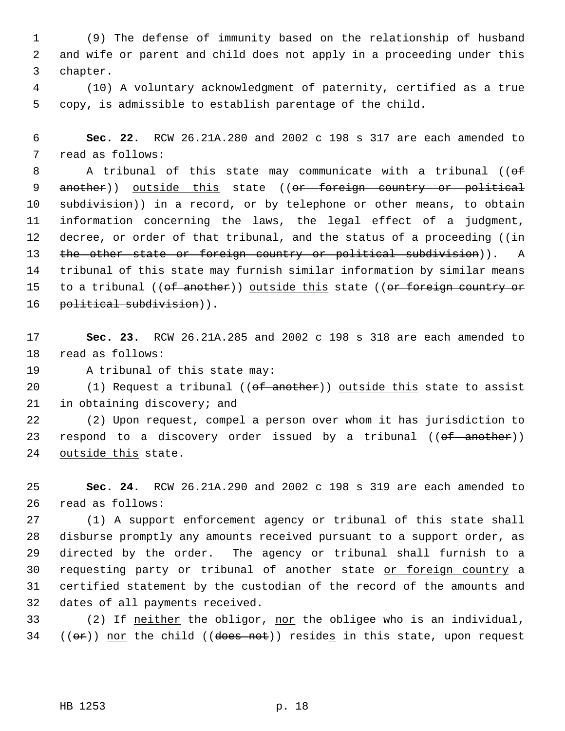(9) The defense of immunity based on the relationship of husband and wife or parent and child does not apply in a proceeding under this chapter.

(10) A voluntary acknowledgment of paternity, certified as a true copy, is admissible to establish parentage of the child.

**Sec. 22.** RCW 26.21A.280 and 2002 c 198 s 317 are each amended to read as follows:

A tribunal of this state may communicate with a tribunal ((~~of another~~)) <u>outside this</u> state ((~~or foreign country or political subdivision~~)) in a record, or by telephone or other means, to obtain information concerning the laws, the legal effect of a judgment, decree, or order of that tribunal, and the status of a proceeding ((~~in the other state or foreign country or political subdivision~~)). A tribunal of this state may furnish similar information by similar means to a tribunal ((~~of another~~)) <u>outside this</u> state ((~~or foreign country or political subdivision~~)).

**Sec. 23.** RCW 26.21A.285 and 2002 c 198 s 318 are each amended to read as follows:

A tribunal of this state may:

(1) Request a tribunal ((~~of another~~)) <u>outside this</u> state to assist in obtaining discovery; and

(2) Upon request, compel a person over whom it has jurisdiction to respond to a discovery order issued by a tribunal ((~~of another~~)) <u>outside this</u> state.

**Sec. 24.** RCW 26.21A.290 and 2002 c 198 s 319 are each amended to read as follows:

(1) A support enforcement agency or tribunal of this state shall disburse promptly any amounts received pursuant to a support order, as directed by the order. The agency or tribunal shall furnish to a requesting party or tribunal of another state <u>or foreign country</u> a certified statement by the custodian of the record of the amounts and dates of all payments received.

(2) If <u>neither</u> the obligor, <u>nor</u> the obligee who is an individual, ((~~or~~)) <u>nor</u> the child ((~~does not~~)) reside<u>s</u> in this state, upon request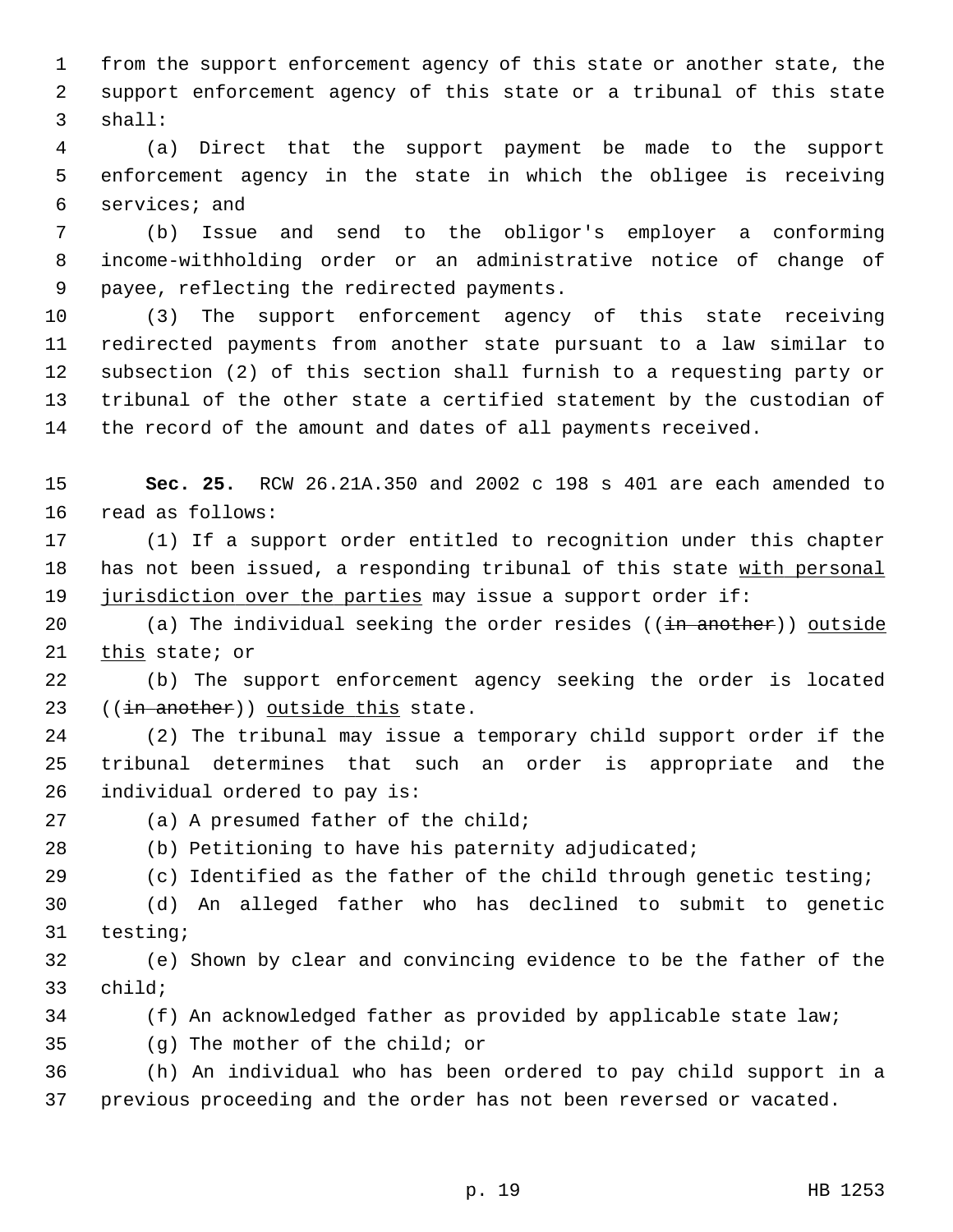from the support enforcement agency of this state or another state, the support enforcement agency of this state or a tribunal of this state shall:

(a) Direct that the support payment be made to the support enforcement agency in the state in which the obligee is receiving services; and

(b) Issue and send to the obligor's employer a conforming income-withholding order or an administrative notice of change of payee, reflecting the redirected payments.

(3) The support enforcement agency of this state receiving redirected payments from another state pursuant to a law similar to subsection (2) of this section shall furnish to a requesting party or tribunal of the other state a certified statement by the custodian of the record of the amount and dates of all payments received.

**Sec. 25.** RCW 26.21A.350 and 2002 c 198 s 401 are each amended to read as follows:

(1) If a support order entitled to recognition under this chapter has not been issued, a responding tribunal of this state <u>with personal jurisdiction over the parties</u> may issue a support order if:

(a) The individual seeking the order resides ((~~in another~~)) <u>outside this</u> state; or

(b) The support enforcement agency seeking the order is located ((~~in another~~)) <u>outside this</u> state.

(2) The tribunal may issue a temporary child support order if the tribunal determines that such an order is appropriate and the individual ordered to pay is:

(a) A presumed father of the child;

(b) Petitioning to have his paternity adjudicated;

(c) Identified as the father of the child through genetic testing;

(d) An alleged father who has declined to submit to genetic testing;

(e) Shown by clear and convincing evidence to be the father of the child;

(f) An acknowledged father as provided by applicable state law;

(g) The mother of the child; or

(h) An individual who has been ordered to pay child support in a previous proceeding and the order has not been reversed or vacated.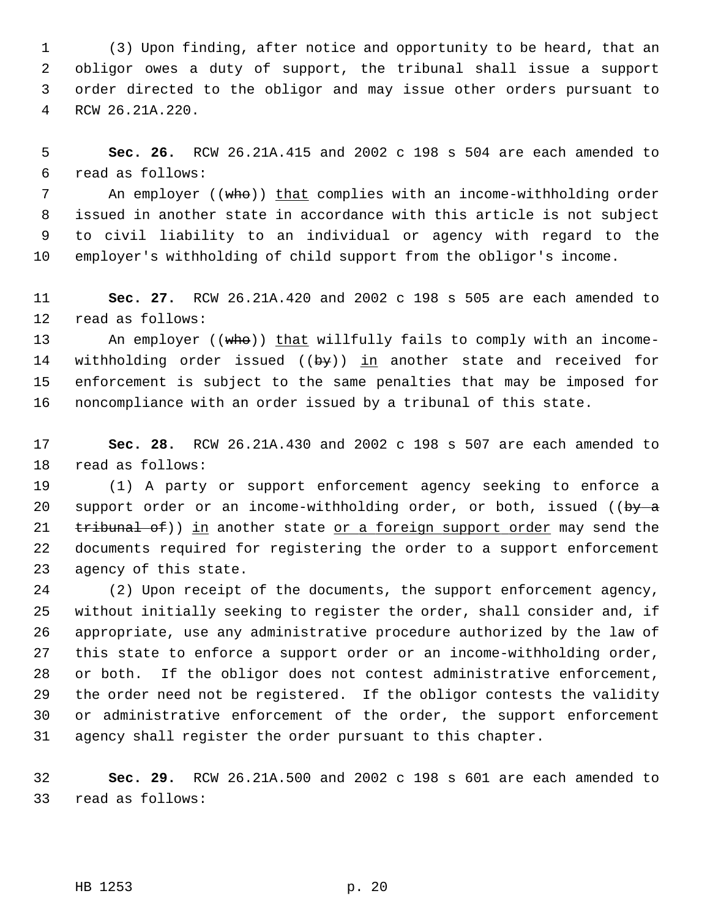(3) Upon finding, after notice and opportunity to be heard, that an obligor owes a duty of support, the tribunal shall issue a support order directed to the obligor and may issue other orders pursuant to RCW 26.21A.220.

**Sec. 26.** RCW 26.21A.415 and 2002 c 198 s 504 are each amended to read as follows:

An employer ((~~who~~)) <u>that</u> complies with an income-withholding order issued in another state in accordance with this article is not subject to civil liability to an individual or agency with regard to the employer's withholding of child support from the obligor's income.

**Sec. 27.** RCW 26.21A.420 and 2002 c 198 s 505 are each amended to read as follows:

An employer ((~~who~~)) <u>that</u> willfully fails to comply with an income-withholding order issued ((~~by~~)) <u>in</u> another state and received for enforcement is subject to the same penalties that may be imposed for noncompliance with an order issued by a tribunal of this state.

**Sec. 28.** RCW 26.21A.430 and 2002 c 198 s 507 are each amended to read as follows:

(1) A party or support enforcement agency seeking to enforce a support order or an income-withholding order, or both, issued ((~~by a tribunal of~~)) <u>in</u> another state <u>or a foreign support order</u> may send the documents required for registering the order to a support enforcement agency of this state.

(2) Upon receipt of the documents, the support enforcement agency, without initially seeking to register the order, shall consider and, if appropriate, use any administrative procedure authorized by the law of this state to enforce a support order or an income-withholding order, or both. If the obligor does not contest administrative enforcement, the order need not be registered. If the obligor contests the validity or administrative enforcement of the order, the support enforcement agency shall register the order pursuant to this chapter.

**Sec. 29.** RCW 26.21A.500 and 2002 c 198 s 601 are each amended to read as follows: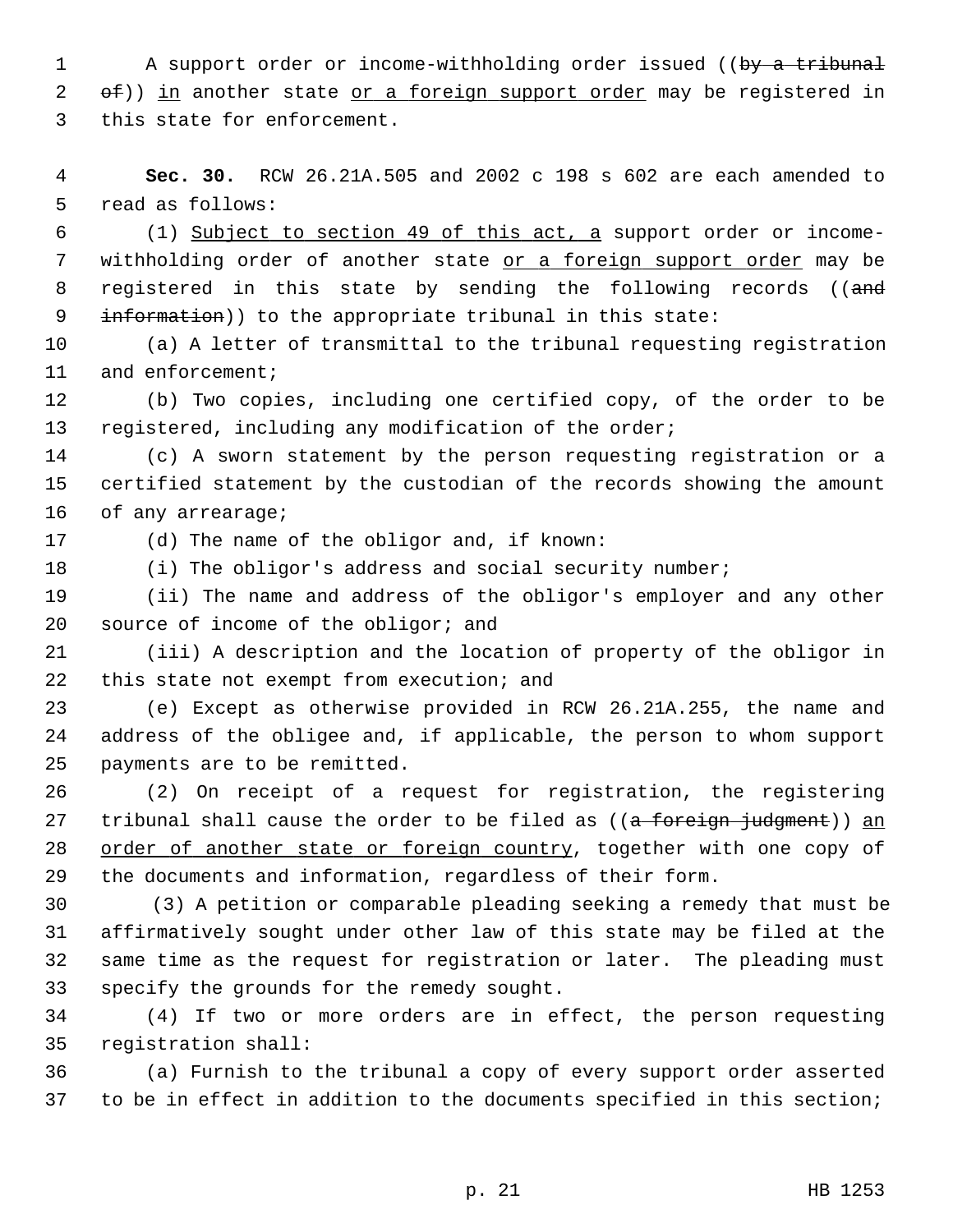A support order or income-withholding order issued ((~~by a tribunal of~~)) <u>in</u> another state <u>or a foreign support order</u> may be registered in this state for enforcement.

**Sec. 30.** RCW 26.21A.505 and 2002 c 198 s 602 are each amended to read as follows:

(1) <u>Subject to section 49 of this act, a</u> support order or income-withholding order of another state <u>or a foreign support order</u> may be registered in this state by sending the following records ((~~and information~~)) to the appropriate tribunal in this state:

(a) A letter of transmittal to the tribunal requesting registration and enforcement;

(b) Two copies, including one certified copy, of the order to be registered, including any modification of the order;

(c) A sworn statement by the person requesting registration or a certified statement by the custodian of the records showing the amount of any arrearage;

(d) The name of the obligor and, if known:

(i) The obligor's address and social security number;

(ii) The name and address of the obligor's employer and any other source of income of the obligor; and

(iii) A description and the location of property of the obligor in this state not exempt from execution; and

(e) Except as otherwise provided in RCW 26.21A.255, the name and address of the obligee and, if applicable, the person to whom support payments are to be remitted.

(2) On receipt of a request for registration, the registering tribunal shall cause the order to be filed as ((~~a foreign judgment~~)) <u>an order of another state or foreign country</u>, together with one copy of the documents and information, regardless of their form.

(3) A petition or comparable pleading seeking a remedy that must be affirmatively sought under other law of this state may be filed at the same time as the request for registration or later. The pleading must specify the grounds for the remedy sought.

(4) If two or more orders are in effect, the person requesting registration shall:

(a) Furnish to the tribunal a copy of every support order asserted to be in effect in addition to the documents specified in this section;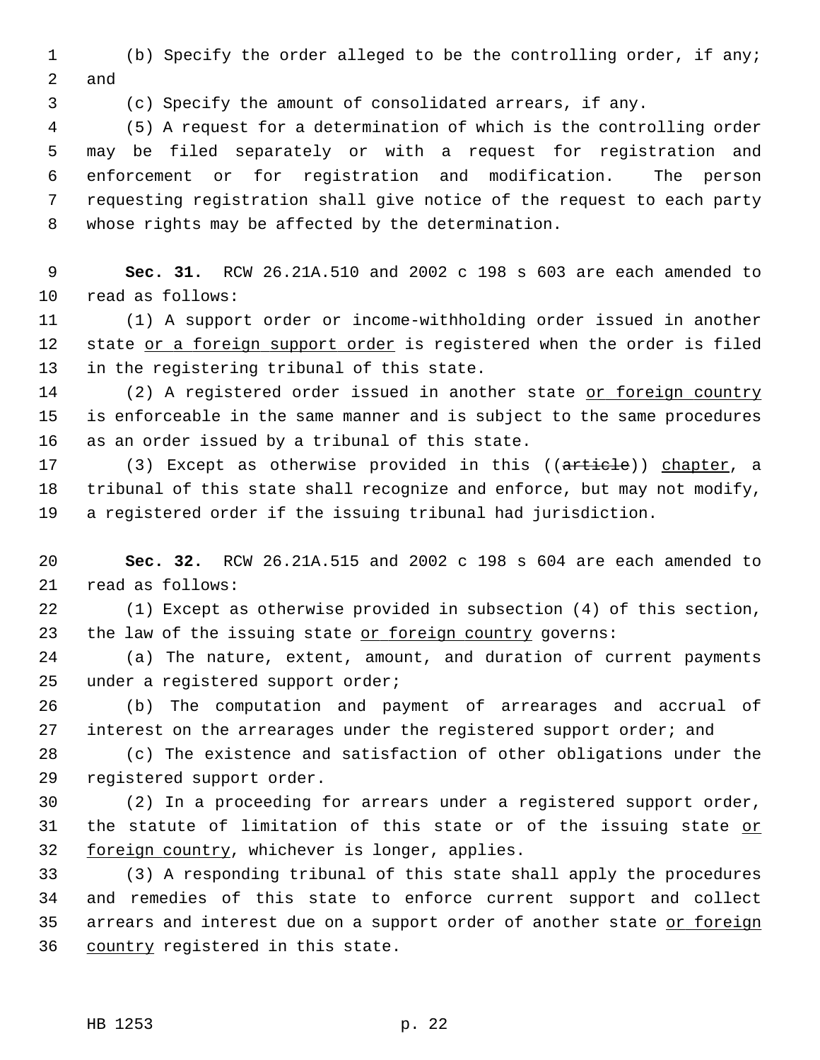(b) Specify the order alleged to be the controlling order, if any; and

(c) Specify the amount of consolidated arrears, if any.

(5) A request for a determination of which is the controlling order may be filed separately or with a request for registration and enforcement or for registration and modification. The person requesting registration shall give notice of the request to each party whose rights may be affected by the determination.

**Sec. 31.** RCW 26.21A.510 and 2002 c 198 s 603 are each amended to read as follows:

(1) A support order or income-withholding order issued in another state or a foreign support order is registered when the order is filed in the registering tribunal of this state.

(2) A registered order issued in another state or foreign country is enforceable in the same manner and is subject to the same procedures as an order issued by a tribunal of this state.

(3) Except as otherwise provided in this ((~~article~~)) chapter, a tribunal of this state shall recognize and enforce, but may not modify, a registered order if the issuing tribunal had jurisdiction.

**Sec. 32.** RCW 26.21A.515 and 2002 c 198 s 604 are each amended to read as follows:

(1) Except as otherwise provided in subsection (4) of this section, the law of the issuing state or foreign country governs:

(a) The nature, extent, amount, and duration of current payments under a registered support order;

(b) The computation and payment of arrearages and accrual of interest on the arrearages under the registered support order; and

(c) The existence and satisfaction of other obligations under the registered support order.

(2) In a proceeding for arrears under a registered support order, the statute of limitation of this state or of the issuing state or foreign country, whichever is longer, applies.

(3) A responding tribunal of this state shall apply the procedures and remedies of this state to enforce current support and collect arrears and interest due on a support order of another state or foreign country registered in this state.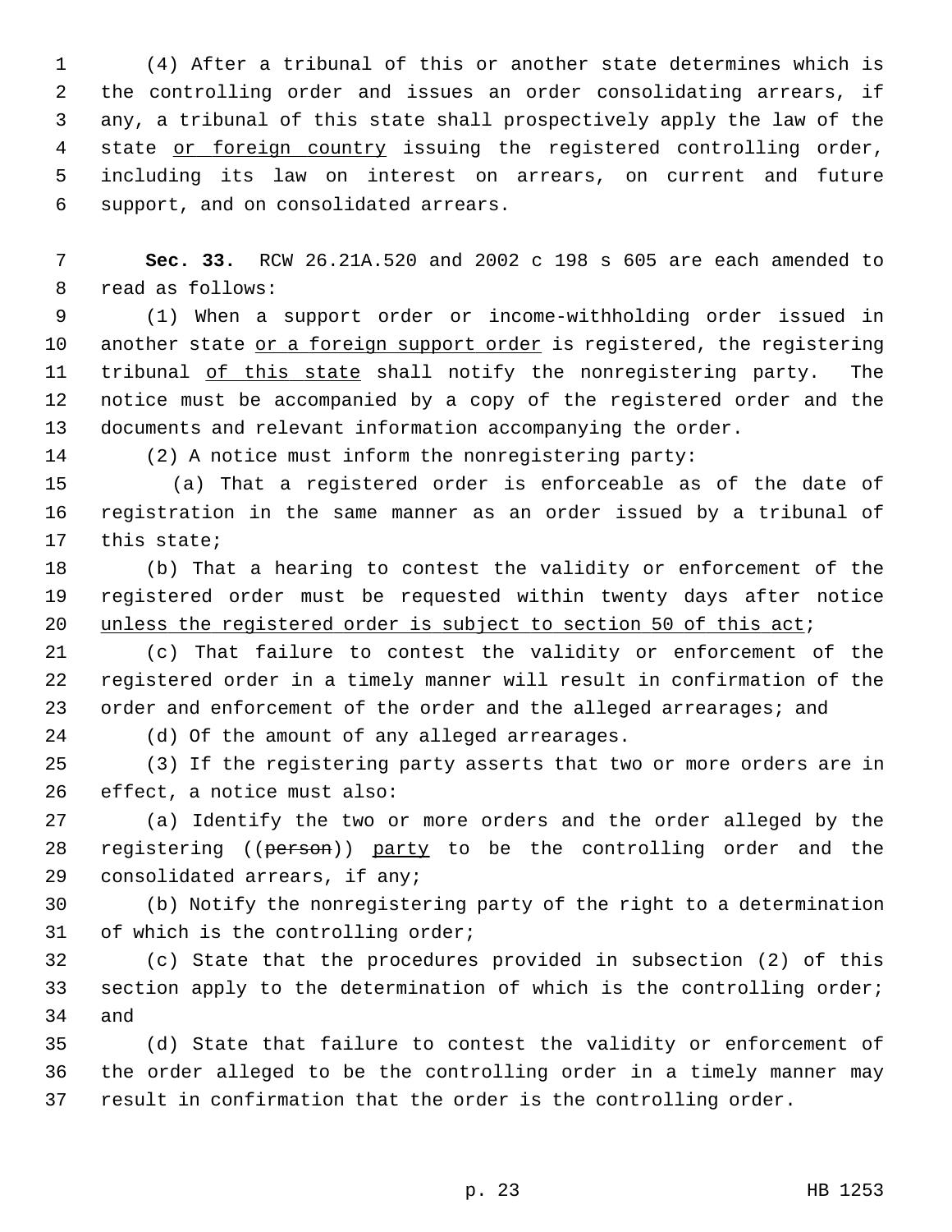(4) After a tribunal of this or another state determines which is the controlling order and issues an order consolidating arrears, if any, a tribunal of this state shall prospectively apply the law of the state <u>or foreign country</u> issuing the registered controlling order, including its law on interest on arrears, on current and future support, and on consolidated arrears.

**Sec. 33.** RCW 26.21A.520 and 2002 c 198 s 605 are each amended to read as follows:

(1) When a support order or income-withholding order issued in another state <u>or a foreign support order</u> is registered, the registering tribunal <u>of this state</u> shall notify the nonregistering party. The notice must be accompanied by a copy of the registered order and the documents and relevant information accompanying the order.

(2) A notice must inform the nonregistering party:

(a) That a registered order is enforceable as of the date of registration in the same manner as an order issued by a tribunal of this state;

(b) That a hearing to contest the validity or enforcement of the registered order must be requested within twenty days after notice <u>unless the registered order is subject to section 50 of this act</u>;

(c) That failure to contest the validity or enforcement of the registered order in a timely manner will result in confirmation of the order and enforcement of the order and the alleged arrearages; and

(d) Of the amount of any alleged arrearages.

(3) If the registering party asserts that two or more orders are in effect, a notice must also:

(a) Identify the two or more orders and the order alleged by the registering ((~~person~~)) <u>party</u> to be the controlling order and the consolidated arrears, if any;

(b) Notify the nonregistering party of the right to a determination of which is the controlling order;

(c) State that the procedures provided in subsection (2) of this section apply to the determination of which is the controlling order; and

(d) State that failure to contest the validity or enforcement of the order alleged to be the controlling order in a timely manner may result in confirmation that the order is the controlling order.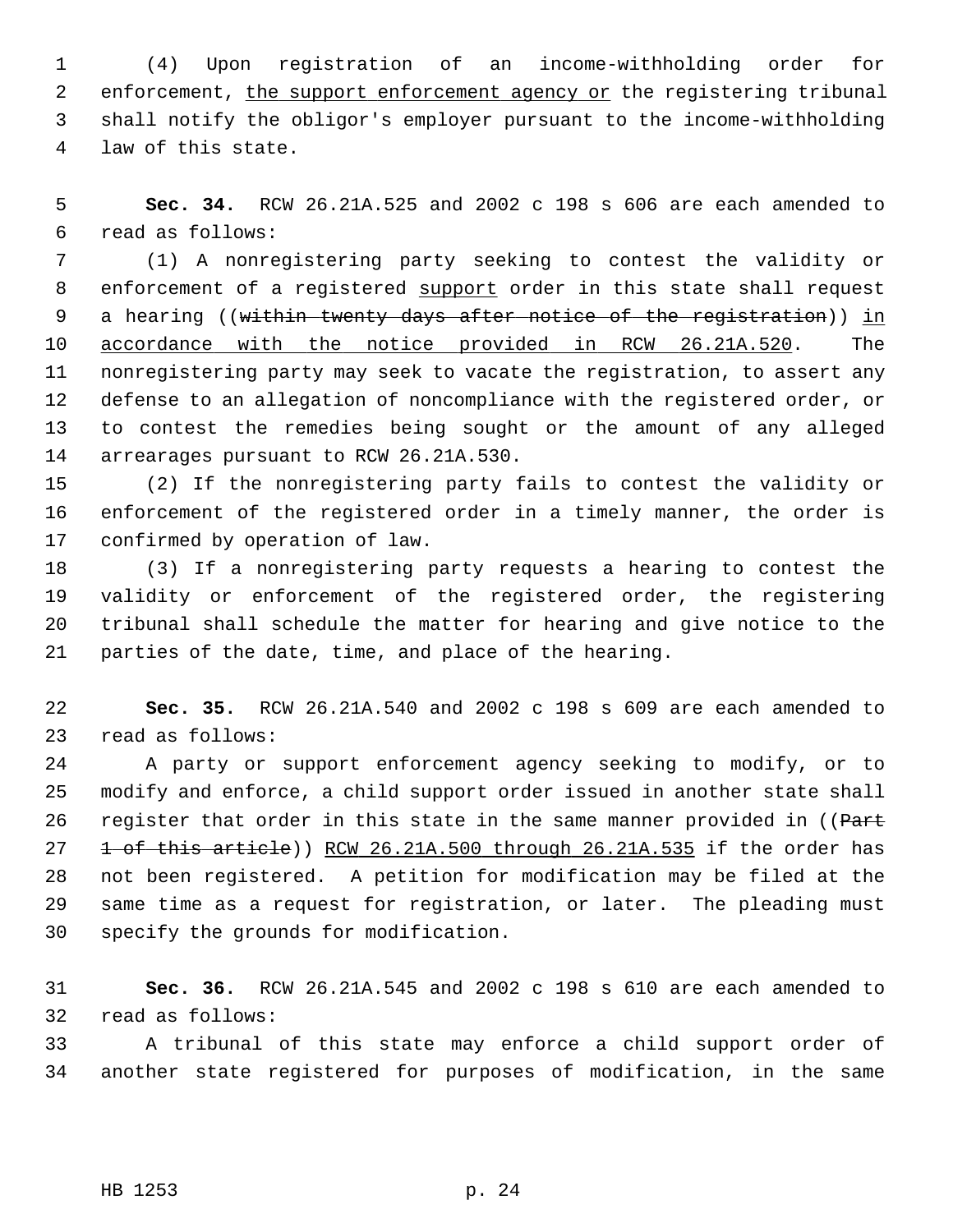(4) Upon registration of an income-withholding order for enforcement, <u>the support enforcement agency or</u> the registering tribunal shall notify the obligor's employer pursuant to the income-withholding law of this state.

**Sec. 34.** RCW 26.21A.525 and 2002 c 198 s 606 are each amended to read as follows:

(1) A nonregistering party seeking to contest the validity or enforcement of a registered <u>support</u> order in this state shall request a hearing ((~~within twenty days after notice of the registration~~)) <u>in accordance with the notice provided in RCW 26.21A.520</u>. The nonregistering party may seek to vacate the registration, to assert any defense to an allegation of noncompliance with the registered order, or to contest the remedies being sought or the amount of any alleged arrearages pursuant to RCW 26.21A.530.

(2) If the nonregistering party fails to contest the validity or enforcement of the registered order in a timely manner, the order is confirmed by operation of law.

(3) If a nonregistering party requests a hearing to contest the validity or enforcement of the registered order, the registering tribunal shall schedule the matter for hearing and give notice to the parties of the date, time, and place of the hearing.

**Sec. 35.** RCW 26.21A.540 and 2002 c 198 s 609 are each amended to read as follows:

A party or support enforcement agency seeking to modify, or to modify and enforce, a child support order issued in another state shall register that order in this state in the same manner provided in ((~~Part 1 of this article~~)) <u>RCW 26.21A.500 through 26.21A.535</u> if the order has not been registered. A petition for modification may be filed at the same time as a request for registration, or later. The pleading must specify the grounds for modification.

**Sec. 36.** RCW 26.21A.545 and 2002 c 198 s 610 are each amended to read as follows:

A tribunal of this state may enforce a child support order of another state registered for purposes of modification, in the same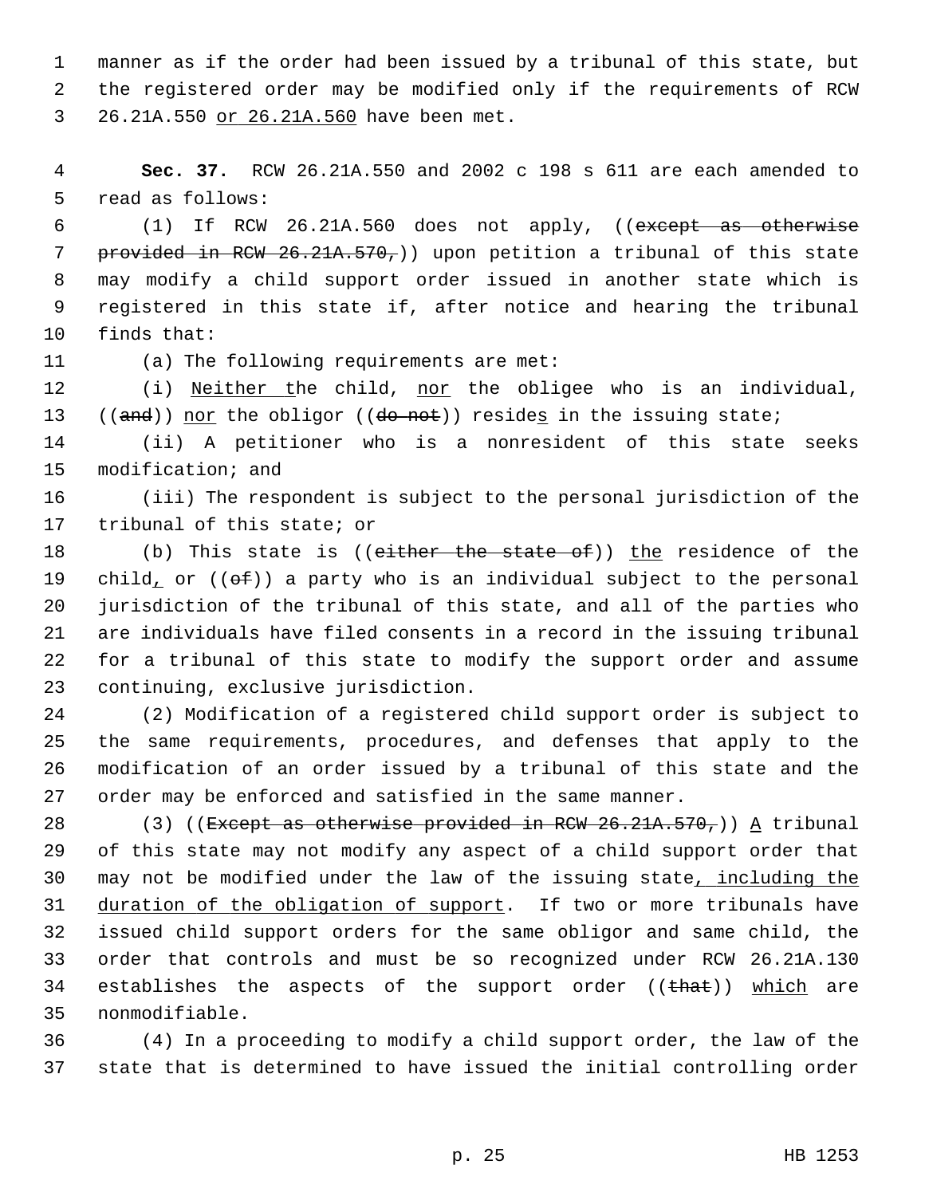manner as if the order had been issued by a tribunal of this state, but the registered order may be modified only if the requirements of RCW 26.21A.550 or 26.21A.560 have been met.

**Sec. 37.** RCW 26.21A.550 and 2002 c 198 s 611 are each amended to read as follows:

(1) If RCW 26.21A.560 does not apply, ((~~except as otherwise provided in RCW 26.21A.570,~~)) upon petition a tribunal of this state may modify a child support order issued in another state which is registered in this state if, after notice and hearing the tribunal finds that:

(a) The following requirements are met:

(i) Neither the child, nor the obligee who is an individual, ((~~and~~)) nor the obligor ((~~do not~~)) resides in the issuing state;

(ii) A petitioner who is a nonresident of this state seeks modification; and

(iii) The respondent is subject to the personal jurisdiction of the tribunal of this state; or

(b) This state is ((~~either the state of~~)) the residence of the child, or ((~~of~~)) a party who is an individual subject to the personal jurisdiction of the tribunal of this state, and all of the parties who are individuals have filed consents in a record in the issuing tribunal for a tribunal of this state to modify the support order and assume continuing, exclusive jurisdiction.

(2) Modification of a registered child support order is subject to the same requirements, procedures, and defenses that apply to the modification of an order issued by a tribunal of this state and the order may be enforced and satisfied in the same manner.

(3) ((~~Except as otherwise provided in RCW 26.21A.570,~~)) A tribunal of this state may not modify any aspect of a child support order that may not be modified under the law of the issuing state, including the duration of the obligation of support. If two or more tribunals have issued child support orders for the same obligor and same child, the order that controls and must be so recognized under RCW 26.21A.130 establishes the aspects of the support order ((~~that~~)) which are nonmodifiable.

(4) In a proceeding to modify a child support order, the law of the state that is determined to have issued the initial controlling order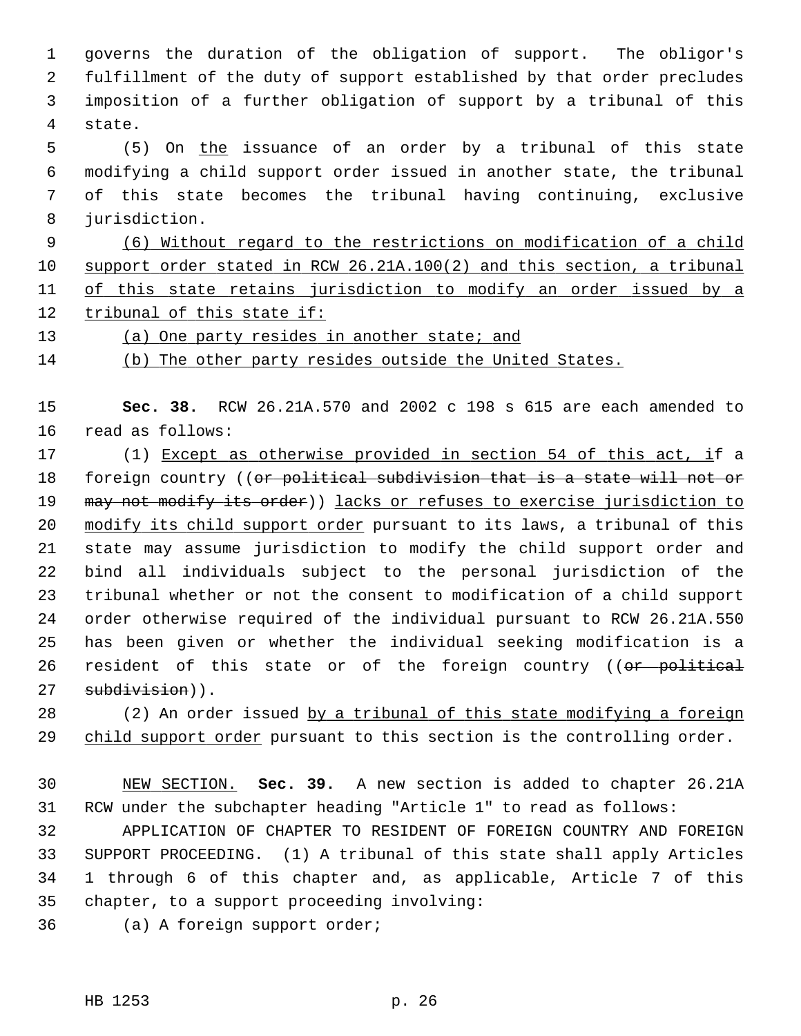governs the duration of the obligation of support. The obligor's fulfillment of the duty of support established by that order precludes imposition of a further obligation of support by a tribunal of this state.

(5) On the issuance of an order by a tribunal of this state modifying a child support order issued in another state, the tribunal of this state becomes the tribunal having continuing, exclusive jurisdiction.

(6) Without regard to the restrictions on modification of a child support order stated in RCW 26.21A.100(2) and this section, a tribunal of this state retains jurisdiction to modify an order issued by a tribunal of this state if:

(a) One party resides in another state; and

(b) The other party resides outside the United States.

**Sec. 38.** RCW 26.21A.570 and 2002 c 198 s 615 are each amended to read as follows:

(1) Except as otherwise provided in section 54 of this act, if a foreign country ((or political subdivision that is a state will not or may not modify its order)) lacks or refuses to exercise jurisdiction to modify its child support order pursuant to its laws, a tribunal of this state may assume jurisdiction to modify the child support order and bind all individuals subject to the personal jurisdiction of the tribunal whether or not the consent to modification of a child support order otherwise required of the individual pursuant to RCW 26.21A.550 has been given or whether the individual seeking modification is a resident of this state or of the foreign country ((or political subdivision)).

(2) An order issued by a tribunal of this state modifying a foreign child support order pursuant to this section is the controlling order.

NEW SECTION. **Sec. 39.** A new section is added to chapter 26.21A RCW under the subchapter heading "Article 1" to read as follows:

APPLICATION OF CHAPTER TO RESIDENT OF FOREIGN COUNTRY AND FOREIGN SUPPORT PROCEEDING. (1) A tribunal of this state shall apply Articles 1 through 6 of this chapter and, as applicable, Article 7 of this chapter, to a support proceeding involving:

(a) A foreign support order;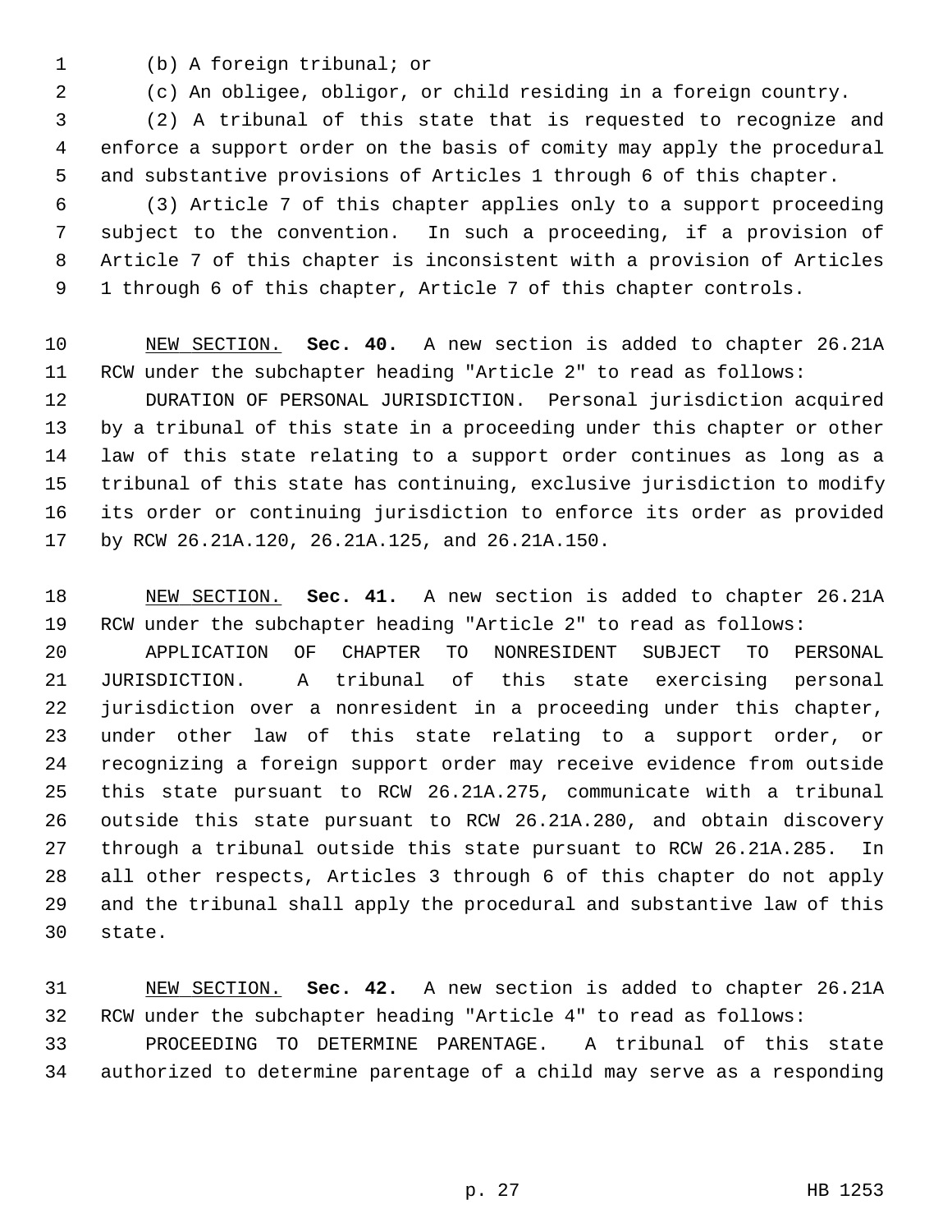(b) A foreign tribunal; or

(c) An obligee, obligor, or child residing in a foreign country.

(2) A tribunal of this state that is requested to recognize and enforce a support order on the basis of comity may apply the procedural and substantive provisions of Articles 1 through 6 of this chapter.

(3) Article 7 of this chapter applies only to a support proceeding subject to the convention. In such a proceeding, if a provision of Article 7 of this chapter is inconsistent with a provision of Articles 1 through 6 of this chapter, Article 7 of this chapter controls.

NEW SECTION. **Sec. 40.** A new section is added to chapter 26.21A RCW under the subchapter heading "Article 2" to read as follows:

DURATION OF PERSONAL JURISDICTION. Personal jurisdiction acquired by a tribunal of this state in a proceeding under this chapter or other law of this state relating to a support order continues as long as a tribunal of this state has continuing, exclusive jurisdiction to modify its order or continuing jurisdiction to enforce its order as provided by RCW 26.21A.120, 26.21A.125, and 26.21A.150.

NEW SECTION. **Sec. 41.** A new section is added to chapter 26.21A RCW under the subchapter heading "Article 2" to read as follows:

APPLICATION OF CHAPTER TO NONRESIDENT SUBJECT TO PERSONAL JURISDICTION. A tribunal of this state exercising personal jurisdiction over a nonresident in a proceeding under this chapter, under other law of this state relating to a support order, or recognizing a foreign support order may receive evidence from outside this state pursuant to RCW 26.21A.275, communicate with a tribunal outside this state pursuant to RCW 26.21A.280, and obtain discovery through a tribunal outside this state pursuant to RCW 26.21A.285. In all other respects, Articles 3 through 6 of this chapter do not apply and the tribunal shall apply the procedural and substantive law of this state.

NEW SECTION. **Sec. 42.** A new section is added to chapter 26.21A RCW under the subchapter heading "Article 4" to read as follows:

PROCEEDING TO DETERMINE PARENTAGE. A tribunal of this state authorized to determine parentage of a child may serve as a responding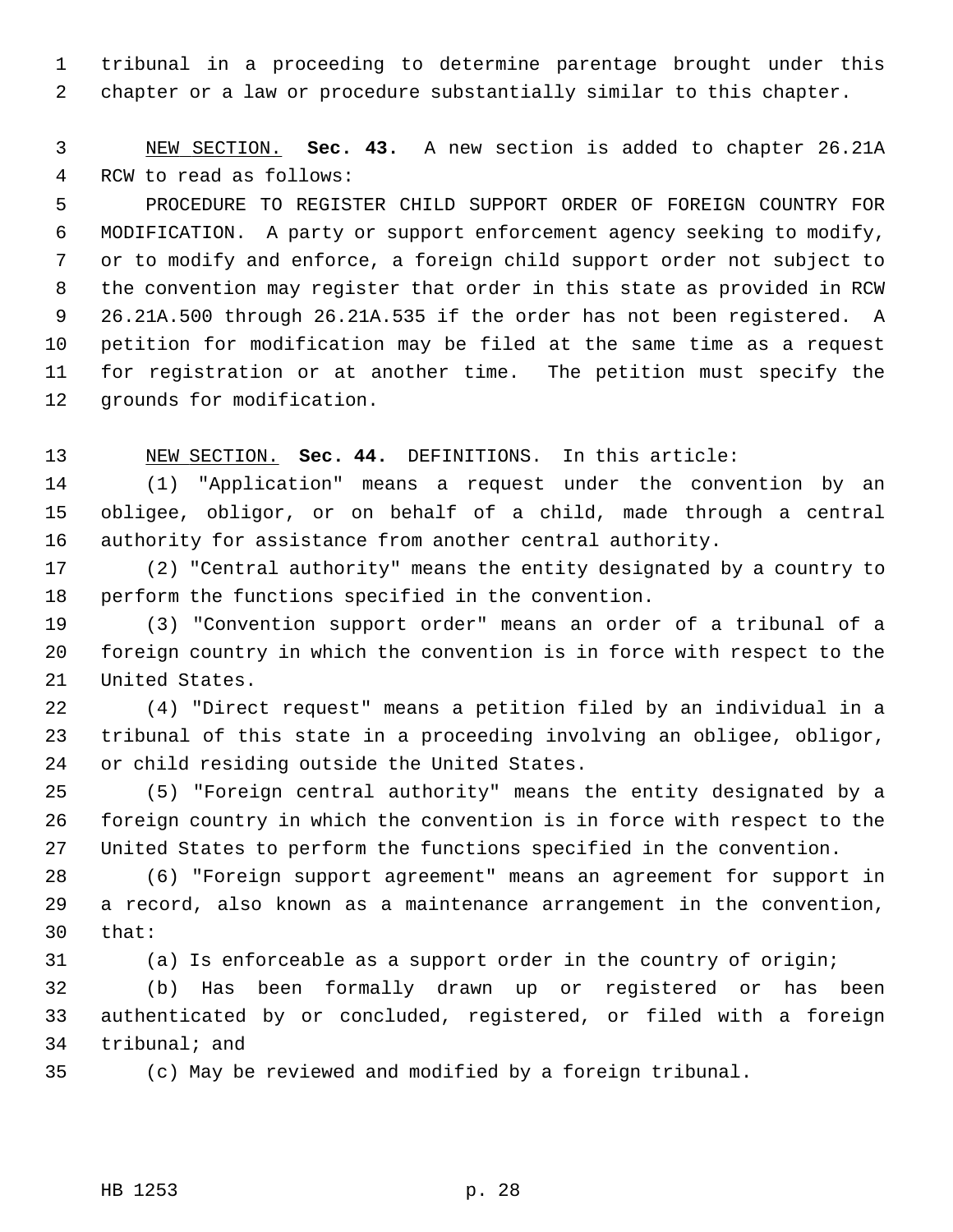tribunal in a proceeding to determine parentage brought under this chapter or a law or procedure substantially similar to this chapter.

NEW SECTION. **Sec. 43.** A new section is added to chapter 26.21A RCW to read as follows:

PROCEDURE TO REGISTER CHILD SUPPORT ORDER OF FOREIGN COUNTRY FOR MODIFICATION. A party or support enforcement agency seeking to modify, or to modify and enforce, a foreign child support order not subject to the convention may register that order in this state as provided in RCW 26.21A.500 through 26.21A.535 if the order has not been registered. A petition for modification may be filed at the same time as a request for registration or at another time. The petition must specify the grounds for modification.

NEW SECTION. **Sec. 44.** DEFINITIONS. In this article:

(1) "Application" means a request under the convention by an obligee, obligor, or on behalf of a child, made through a central authority for assistance from another central authority.

(2) "Central authority" means the entity designated by a country to perform the functions specified in the convention.

(3) "Convention support order" means an order of a tribunal of a foreign country in which the convention is in force with respect to the United States.

(4) "Direct request" means a petition filed by an individual in a tribunal of this state in a proceeding involving an obligee, obligor, or child residing outside the United States.

(5) "Foreign central authority" means the entity designated by a foreign country in which the convention is in force with respect to the United States to perform the functions specified in the convention.

(6) "Foreign support agreement" means an agreement for support in a record, also known as a maintenance arrangement in the convention, that:

(a) Is enforceable as a support order in the country of origin;

(b) Has been formally drawn up or registered or has been authenticated by or concluded, registered, or filed with a foreign tribunal; and

(c) May be reviewed and modified by a foreign tribunal.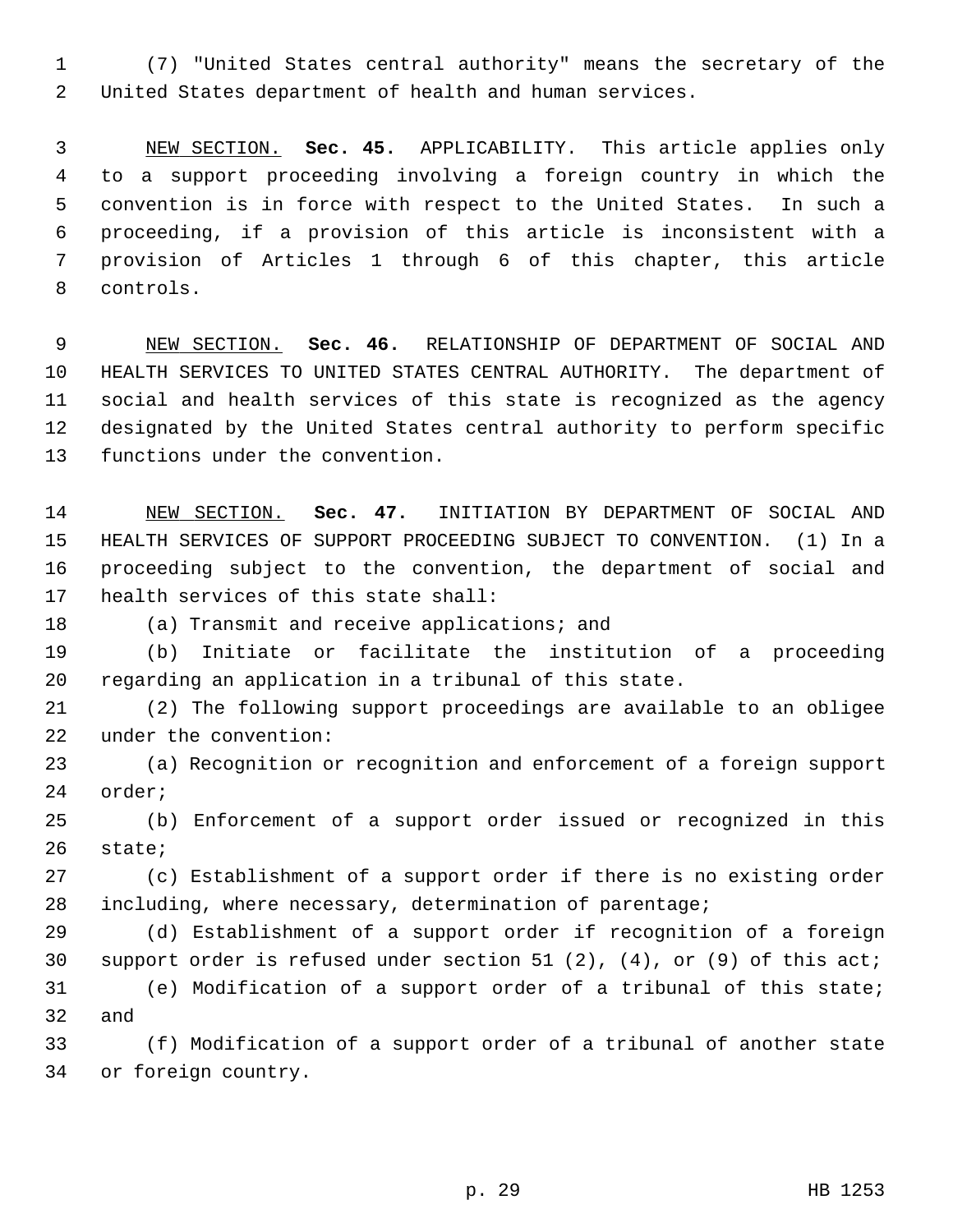(7) "United States central authority" means the secretary of the United States department of health and human services.

NEW SECTION. **Sec. 45.** APPLICABILITY. This article applies only to a support proceeding involving a foreign country in which the convention is in force with respect to the United States. In such a proceeding, if a provision of this article is inconsistent with a provision of Articles 1 through 6 of this chapter, this article controls.

NEW SECTION. **Sec. 46.** RELATIONSHIP OF DEPARTMENT OF SOCIAL AND HEALTH SERVICES TO UNITED STATES CENTRAL AUTHORITY. The department of social and health services of this state is recognized as the agency designated by the United States central authority to perform specific functions under the convention.

NEW SECTION. **Sec. 47.** INITIATION BY DEPARTMENT OF SOCIAL AND HEALTH SERVICES OF SUPPORT PROCEEDING SUBJECT TO CONVENTION. (1) In a proceeding subject to the convention, the department of social and health services of this state shall:

(a) Transmit and receive applications; and

(b) Initiate or facilitate the institution of a proceeding regarding an application in a tribunal of this state.

(2) The following support proceedings are available to an obligee under the convention:

(a) Recognition or recognition and enforcement of a foreign support order;

(b) Enforcement of a support order issued or recognized in this state;

(c) Establishment of a support order if there is no existing order including, where necessary, determination of parentage;

(d) Establishment of a support order if recognition of a foreign support order is refused under section 51 (2), (4), or (9) of this act;

(e) Modification of a support order of a tribunal of this state; and

(f) Modification of a support order of a tribunal of another state or foreign country.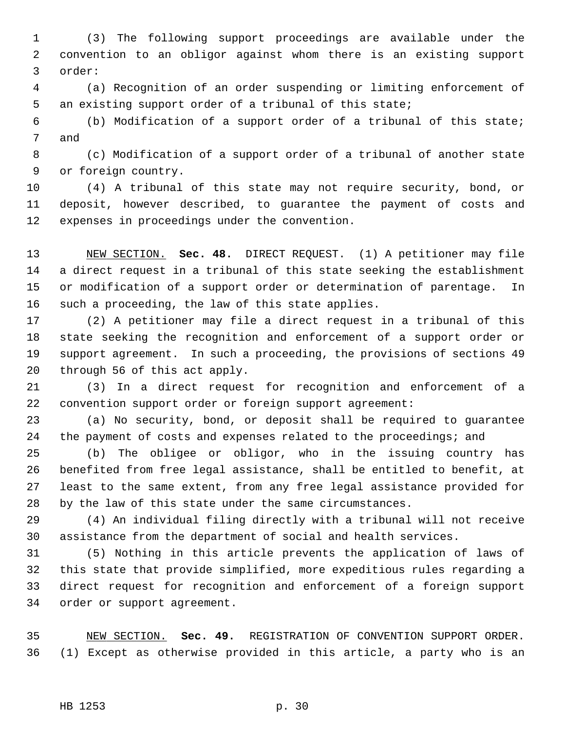(3) The following support proceedings are available under the convention to an obligor against whom there is an existing support order:

(a) Recognition of an order suspending or limiting enforcement of an existing support order of a tribunal of this state;

(b) Modification of a support order of a tribunal of this state; and

(c) Modification of a support order of a tribunal of another state or foreign country.

(4) A tribunal of this state may not require security, bond, or deposit, however described, to guarantee the payment of costs and expenses in proceedings under the convention.

NEW SECTION. **Sec. 48.** DIRECT REQUEST. (1) A petitioner may file a direct request in a tribunal of this state seeking the establishment or modification of a support order or determination of parentage. In such a proceeding, the law of this state applies.

(2) A petitioner may file a direct request in a tribunal of this state seeking the recognition and enforcement of a support order or support agreement. In such a proceeding, the provisions of sections 49 through 56 of this act apply.

(3) In a direct request for recognition and enforcement of a convention support order or foreign support agreement:

(a) No security, bond, or deposit shall be required to guarantee the payment of costs and expenses related to the proceedings; and

(b) The obligee or obligor, who in the issuing country has benefited from free legal assistance, shall be entitled to benefit, at least to the same extent, from any free legal assistance provided for by the law of this state under the same circumstances.

(4) An individual filing directly with a tribunal will not receive assistance from the department of social and health services.

(5) Nothing in this article prevents the application of laws of this state that provide simplified, more expeditious rules regarding a direct request for recognition and enforcement of a foreign support order or support agreement.

NEW SECTION. **Sec. 49.** REGISTRATION OF CONVENTION SUPPORT ORDER. (1) Except as otherwise provided in this article, a party who is an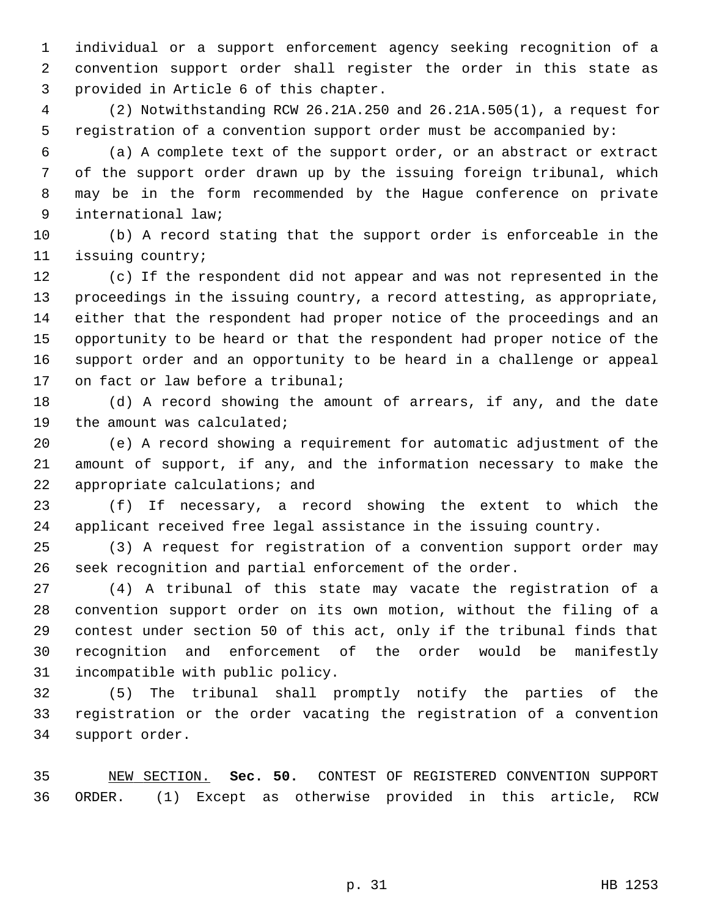individual or a support enforcement agency seeking recognition of a convention support order shall register the order in this state as provided in Article 6 of this chapter.

(2) Notwithstanding RCW 26.21A.250 and 26.21A.505(1), a request for registration of a convention support order must be accompanied by:

(a) A complete text of the support order, or an abstract or extract of the support order drawn up by the issuing foreign tribunal, which may be in the form recommended by the Hague conference on private international law;

(b) A record stating that the support order is enforceable in the issuing country;

(c) If the respondent did not appear and was not represented in the proceedings in the issuing country, a record attesting, as appropriate, either that the respondent had proper notice of the proceedings and an opportunity to be heard or that the respondent had proper notice of the support order and an opportunity to be heard in a challenge or appeal on fact or law before a tribunal;

(d) A record showing the amount of arrears, if any, and the date the amount was calculated;

(e) A record showing a requirement for automatic adjustment of the amount of support, if any, and the information necessary to make the appropriate calculations; and

(f) If necessary, a record showing the extent to which the applicant received free legal assistance in the issuing country.

(3) A request for registration of a convention support order may seek recognition and partial enforcement of the order.

(4) A tribunal of this state may vacate the registration of a convention support order on its own motion, without the filing of a contest under section 50 of this act, only if the tribunal finds that recognition and enforcement of the order would be manifestly incompatible with public policy.

(5) The tribunal shall promptly notify the parties of the registration or the order vacating the registration of a convention support order.

NEW SECTION. **Sec. 50.** CONTEST OF REGISTERED CONVENTION SUPPORT ORDER. (1) Except as otherwise provided in this article, RCW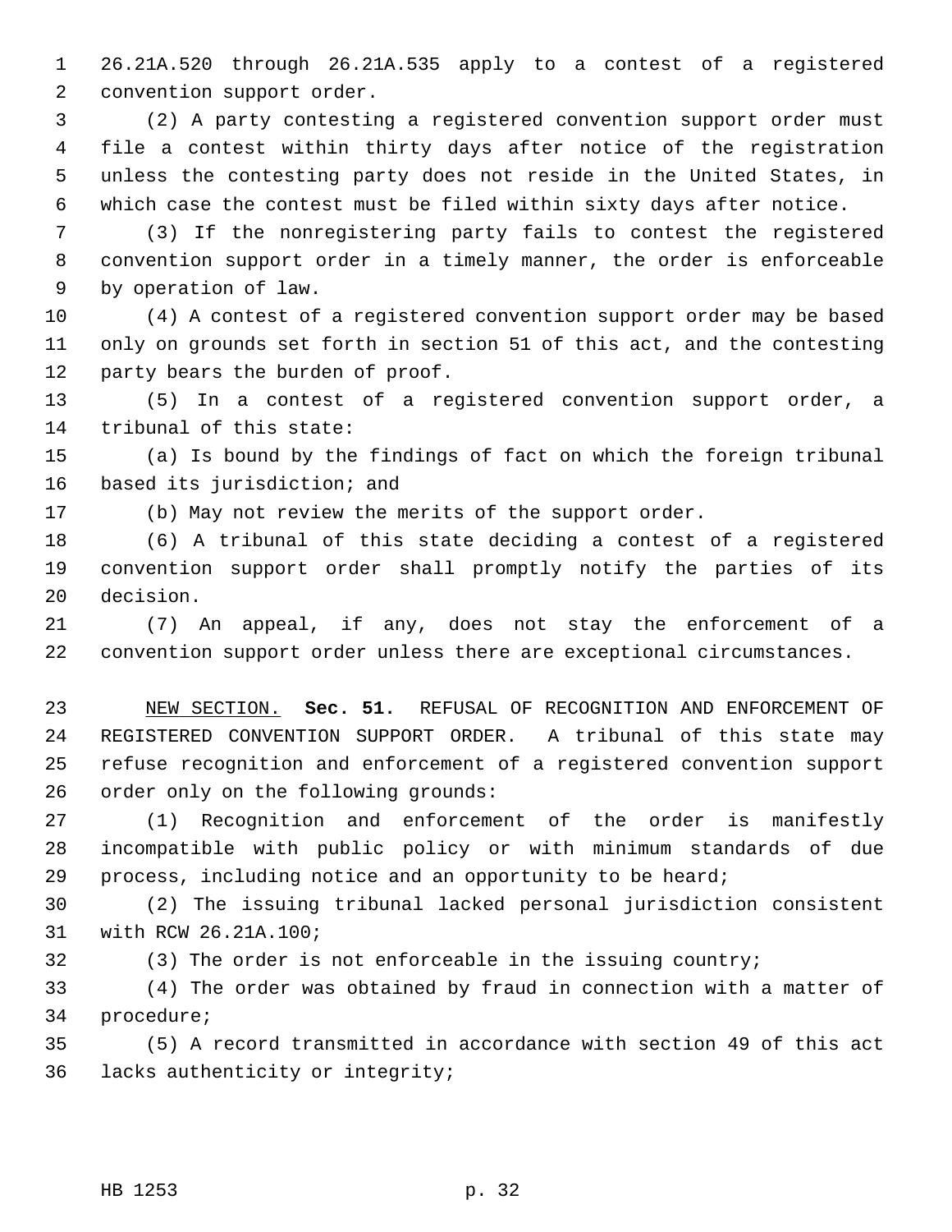26.21A.520 through 26.21A.535 apply to a contest of a registered convention support order.

(2) A party contesting a registered convention support order must file a contest within thirty days after notice of the registration unless the contesting party does not reside in the United States, in which case the contest must be filed within sixty days after notice.

(3) If the nonregistering party fails to contest the registered convention support order in a timely manner, the order is enforceable by operation of law.

(4) A contest of a registered convention support order may be based only on grounds set forth in section 51 of this act, and the contesting party bears the burden of proof.

(5) In a contest of a registered convention support order, a tribunal of this state:

(a) Is bound by the findings of fact on which the foreign tribunal based its jurisdiction; and

(b) May not review the merits of the support order.

(6) A tribunal of this state deciding a contest of a registered convention support order shall promptly notify the parties of its decision.

(7) An appeal, if any, does not stay the enforcement of a convention support order unless there are exceptional circumstances.

NEW SECTION. **Sec. 51.** REFUSAL OF RECOGNITION AND ENFORCEMENT OF REGISTERED CONVENTION SUPPORT ORDER. A tribunal of this state may refuse recognition and enforcement of a registered convention support order only on the following grounds:

(1) Recognition and enforcement of the order is manifestly incompatible with public policy or with minimum standards of due process, including notice and an opportunity to be heard;

(2) The issuing tribunal lacked personal jurisdiction consistent with RCW 26.21A.100;

(3) The order is not enforceable in the issuing country;

(4) The order was obtained by fraud in connection with a matter of procedure;

(5) A record transmitted in accordance with section 49 of this act lacks authenticity or integrity;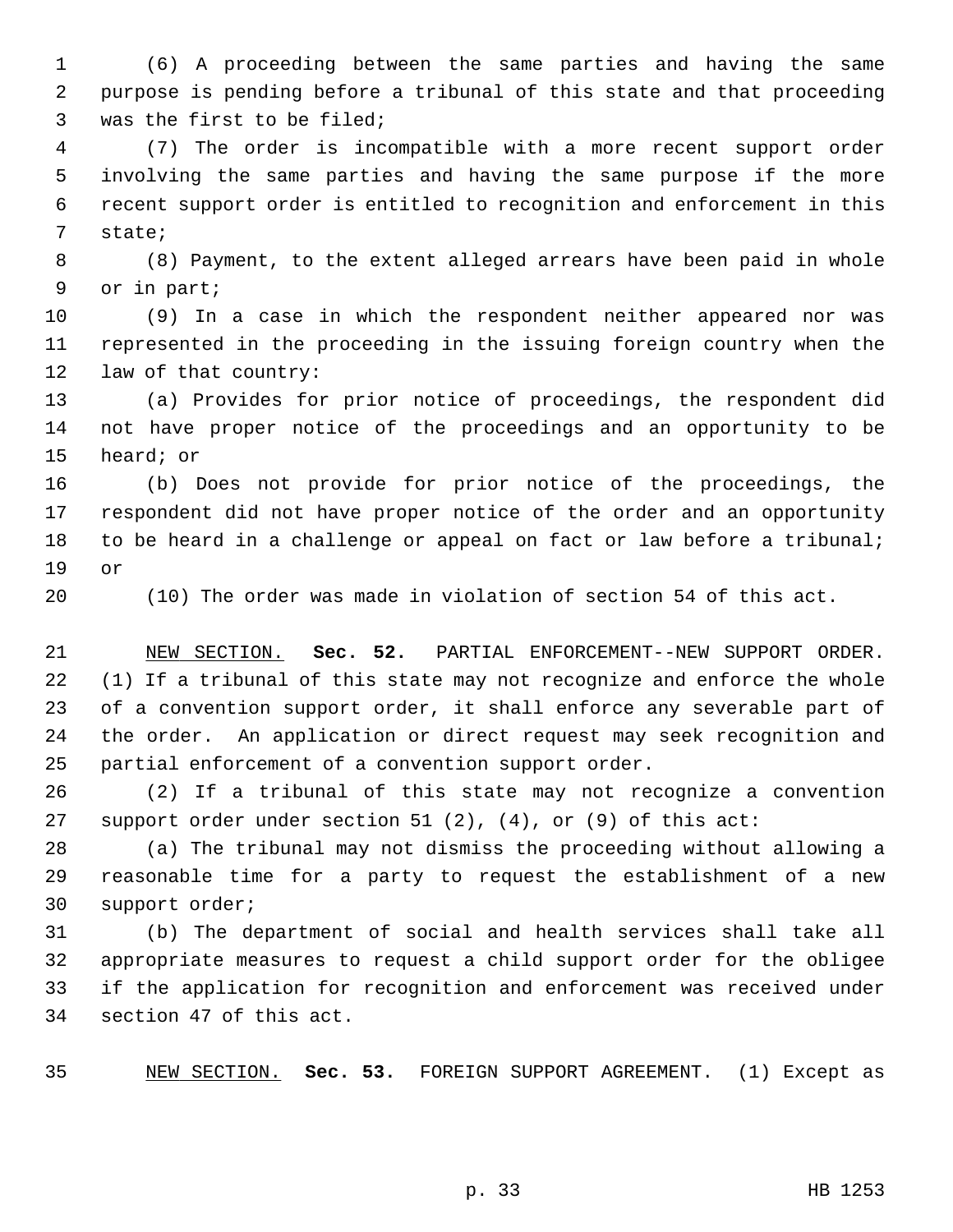(6) A proceeding between the same parties and having the same purpose is pending before a tribunal of this state and that proceeding was the first to be filed;

(7) The order is incompatible with a more recent support order involving the same parties and having the same purpose if the more recent support order is entitled to recognition and enforcement in this state;

(8) Payment, to the extent alleged arrears have been paid in whole or in part;

(9) In a case in which the respondent neither appeared nor was represented in the proceeding in the issuing foreign country when the law of that country:

(a) Provides for prior notice of proceedings, the respondent did not have proper notice of the proceedings and an opportunity to be heard; or

(b) Does not provide for prior notice of the proceedings, the respondent did not have proper notice of the order and an opportunity to be heard in a challenge or appeal on fact or law before a tribunal; or

(10) The order was made in violation of section 54 of this act.

NEW SECTION. **Sec. 52.** PARTIAL ENFORCEMENT--NEW SUPPORT ORDER. (1) If a tribunal of this state may not recognize and enforce the whole of a convention support order, it shall enforce any severable part of the order. An application or direct request may seek recognition and partial enforcement of a convention support order.

(2) If a tribunal of this state may not recognize a convention support order under section 51 (2), (4), or (9) of this act:

(a) The tribunal may not dismiss the proceeding without allowing a reasonable time for a party to request the establishment of a new support order;

(b) The department of social and health services shall take all appropriate measures to request a child support order for the obligee if the application for recognition and enforcement was received under section 47 of this act.

NEW SECTION. **Sec. 53.** FOREIGN SUPPORT AGREEMENT. (1) Except as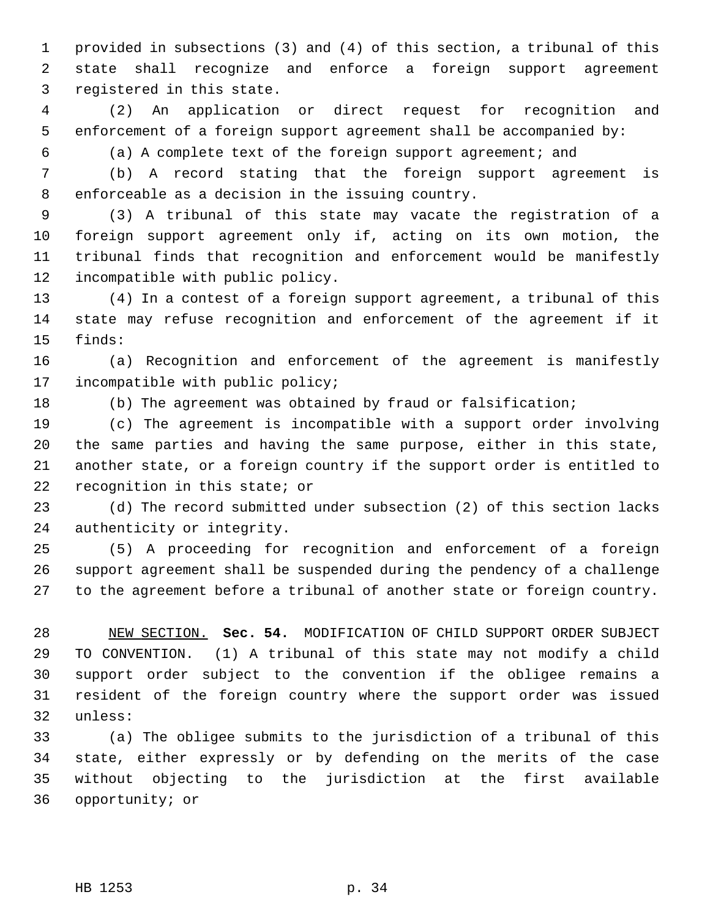provided in subsections (3) and (4) of this section, a tribunal of this state shall recognize and enforce a foreign support agreement registered in this state.

(2) An application or direct request for recognition and enforcement of a foreign support agreement shall be accompanied by:

(a) A complete text of the foreign support agreement; and

(b) A record stating that the foreign support agreement is enforceable as a decision in the issuing country.

(3) A tribunal of this state may vacate the registration of a foreign support agreement only if, acting on its own motion, the tribunal finds that recognition and enforcement would be manifestly incompatible with public policy.

(4) In a contest of a foreign support agreement, a tribunal of this state may refuse recognition and enforcement of the agreement if it finds:

(a) Recognition and enforcement of the agreement is manifestly incompatible with public policy;

(b) The agreement was obtained by fraud or falsification;

(c) The agreement is incompatible with a support order involving the same parties and having the same purpose, either in this state, another state, or a foreign country if the support order is entitled to recognition in this state; or

(d) The record submitted under subsection (2) of this section lacks authenticity or integrity.

(5) A proceeding for recognition and enforcement of a foreign support agreement shall be suspended during the pendency of a challenge to the agreement before a tribunal of another state or foreign country.

NEW SECTION. **Sec. 54.** MODIFICATION OF CHILD SUPPORT ORDER SUBJECT TO CONVENTION. (1) A tribunal of this state may not modify a child support order subject to the convention if the obligee remains a resident of the foreign country where the support order was issued unless:

(a) The obligee submits to the jurisdiction of a tribunal of this state, either expressly or by defending on the merits of the case without objecting to the jurisdiction at the first available opportunity; or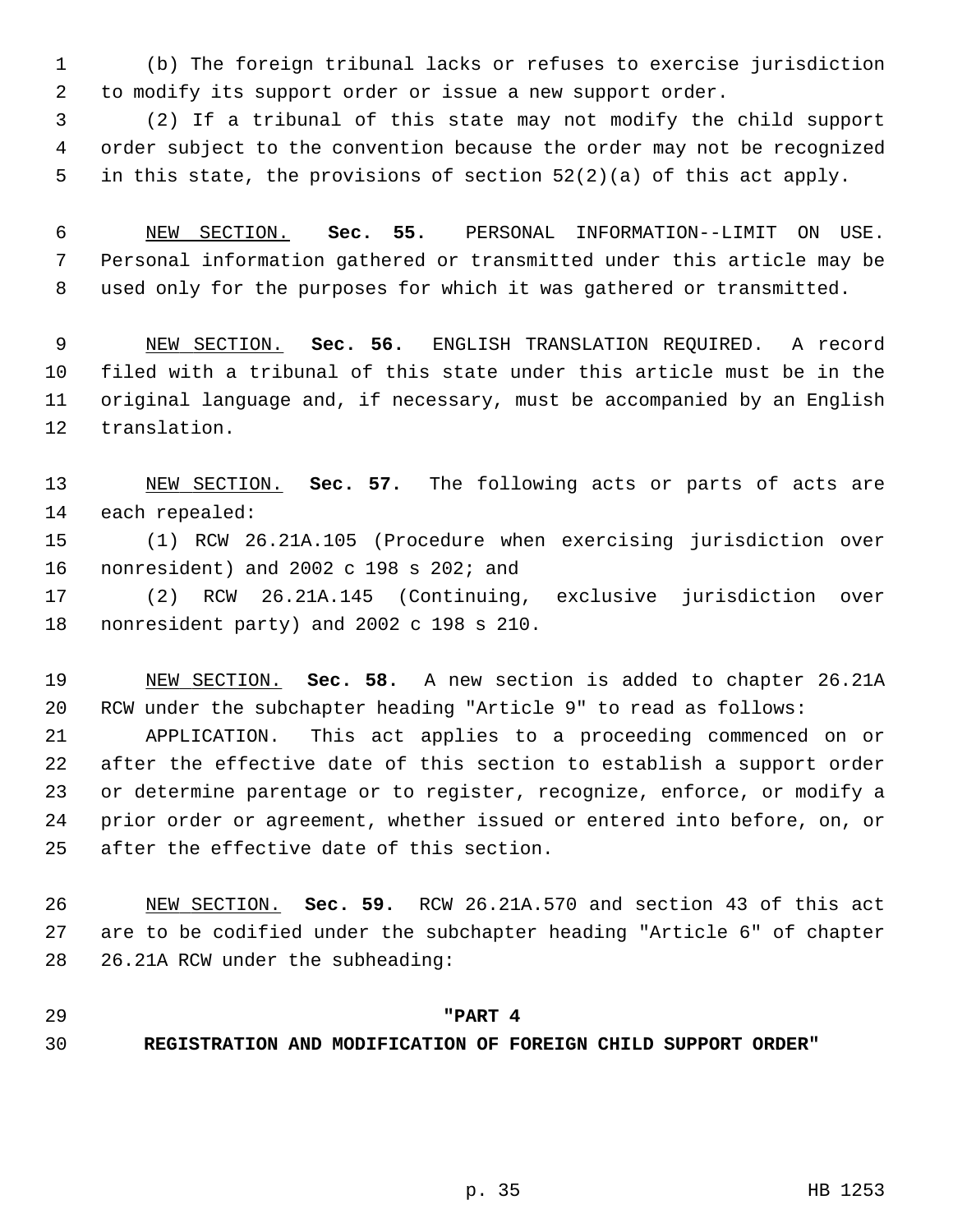(b) The foreign tribunal lacks or refuses to exercise jurisdiction to modify its support order or issue a new support order.

(2) If a tribunal of this state may not modify the child support order subject to the convention because the order may not be recognized in this state, the provisions of section 52(2)(a) of this act apply.

NEW SECTION. **Sec. 55.** PERSONAL INFORMATION--LIMIT ON USE. Personal information gathered or transmitted under this article may be used only for the purposes for which it was gathered or transmitted.

NEW SECTION. **Sec. 56.** ENGLISH TRANSLATION REQUIRED. A record filed with a tribunal of this state under this article must be in the original language and, if necessary, must be accompanied by an English translation.

NEW SECTION. **Sec. 57.** The following acts or parts of acts are each repealed:

(1) RCW 26.21A.105 (Procedure when exercising jurisdiction over nonresident) and 2002 c 198 s 202; and

(2) RCW 26.21A.145 (Continuing, exclusive jurisdiction over nonresident party) and 2002 c 198 s 210.

NEW SECTION. **Sec. 58.** A new section is added to chapter 26.21A RCW under the subchapter heading "Article 9" to read as follows:

APPLICATION. This act applies to a proceeding commenced on or after the effective date of this section to establish a support order or determine parentage or to register, recognize, enforce, or modify a prior order or agreement, whether issued or entered into before, on, or after the effective date of this section.

NEW SECTION. **Sec. 59.** RCW 26.21A.570 and section 43 of this act are to be codified under the subchapter heading "Article 6" of chapter 26.21A RCW under the subheading:

**"PART 4**

**REGISTRATION AND MODIFICATION OF FOREIGN CHILD SUPPORT ORDER"**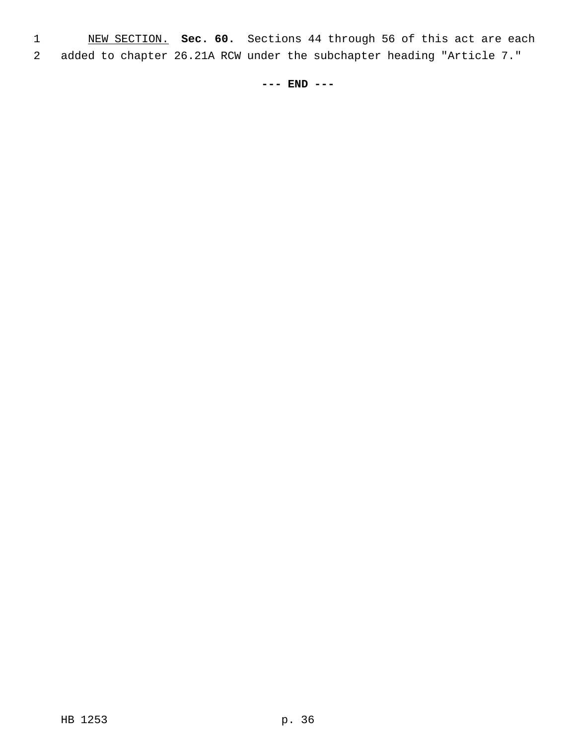NEW SECTION. **Sec. 60.** Sections 44 through 56 of this act are each added to chapter 26.21A RCW under the subchapter heading "Article 7."

**--- END ---**